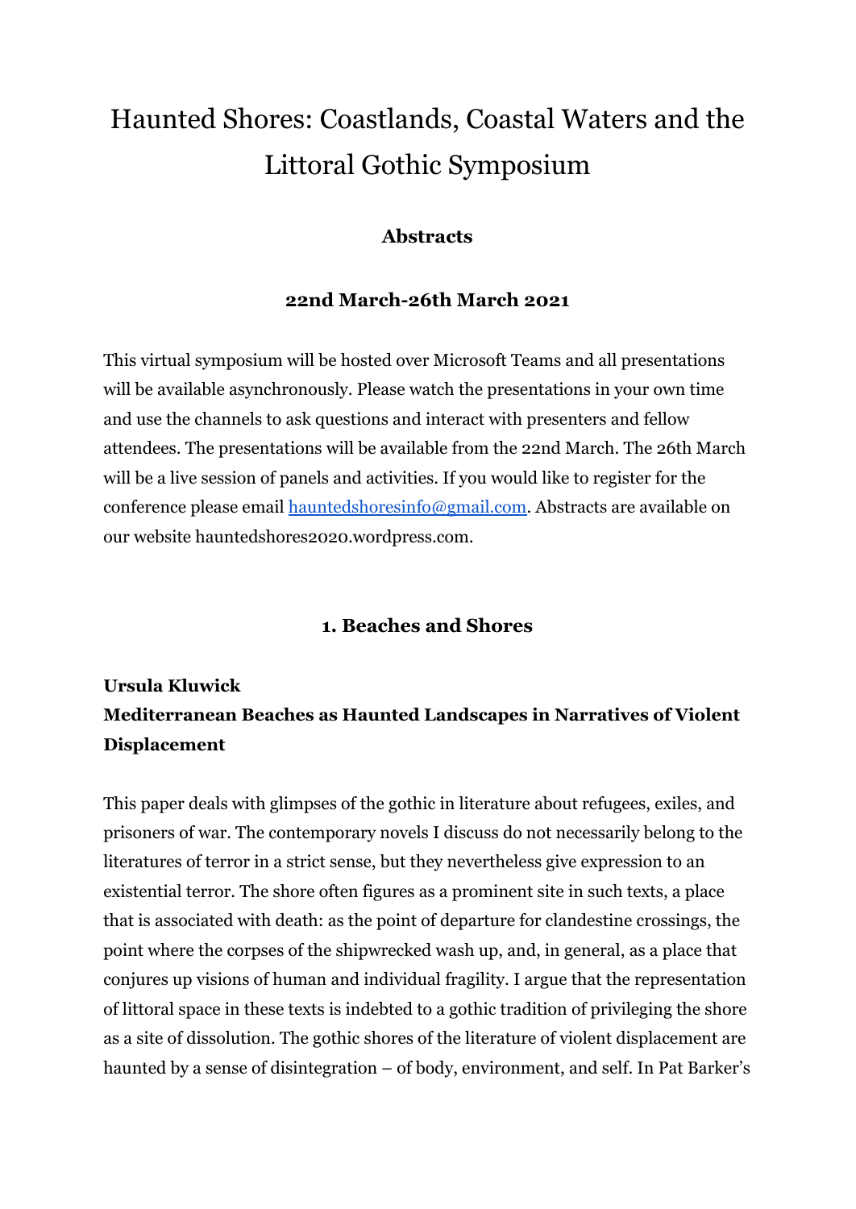# Haunted Shores: Coastlands, Coastal Waters and the Littoral Gothic Symposium

**Abstracts**

**22nd March-26th March 2021**

This virtual symposium will be hosted over Microsoft Teams and all presentations will be available asynchronously. Please watch the presentations in your own time and use the channels to ask questions and interact with presenters and fellow attendees. The presentations will be available from the 22nd March. The 26th March will be a live session of panels and activities. If you would like to register for the conference please email hauntedshoresinfo@gmail.com. Abstracts are available on our website hauntedshores2020.wordpress.com.

## 1. Beaches and Shores

### Ursula Kluwick
### Mediterranean Beaches as Haunted Landscapes in Narratives of Violent Displacement

This paper deals with glimpses of the gothic in literature about refugees, exiles, and prisoners of war. The contemporary novels I discuss do not necessarily belong to the literatures of terror in a strict sense, but they nevertheless give expression to an existential terror. The shore often figures as a prominent site in such texts, a place that is associated with death: as the point of departure for clandestine crossings, the point where the corpses of the shipwrecked wash up, and, in general, as a place that conjures up visions of human and individual fragility. I argue that the representation of littoral space in these texts is indebted to a gothic tradition of privileging the shore as a site of dissolution. The gothic shores of the literature of violent displacement are haunted by a sense of disintegration – of body, environment, and self. In Pat Barker's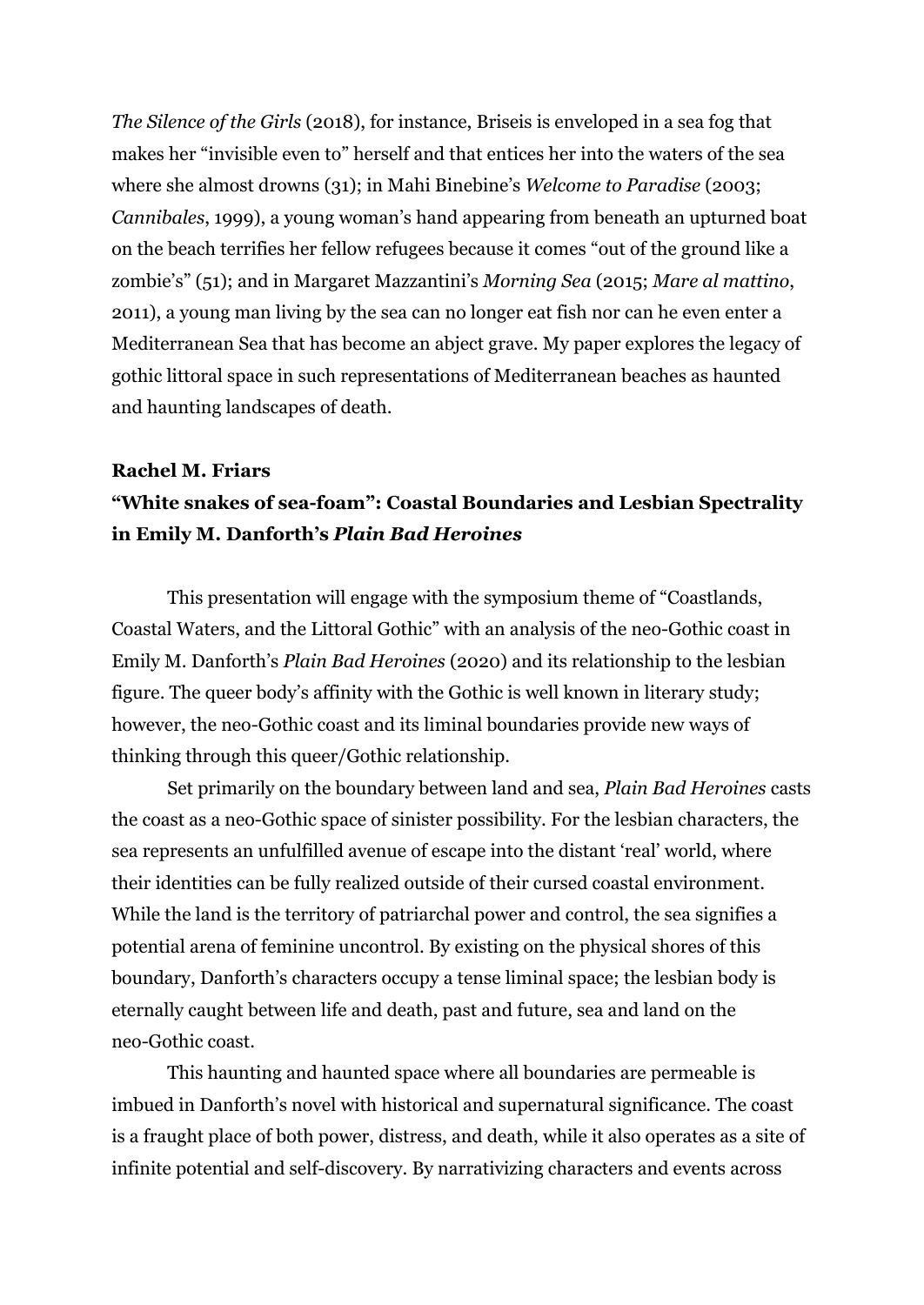*The Silence of the Girls* (2018), for instance, Briseis is enveloped in a sea fog that makes her "invisible even to" herself and that entices her into the waters of the sea where she almost drowns (31); in Mahi Binebine's *Welcome to Paradise* (2003; *Cannibales*, 1999), a young woman's hand appearing from beneath an upturned boat on the beach terrifies her fellow refugees because it comes "out of the ground like a zombie's" (51); and in Margaret Mazzantini's *Morning Sea* (2015; *Mare al mattino*, 2011), a young man living by the sea can no longer eat fish nor can he even enter a Mediterranean Sea that has become an abject grave. My paper explores the legacy of gothic littoral space in such representations of Mediterranean beaches as haunted and haunting landscapes of death.

**Rachel M. Friars**

**"White snakes of sea-foam": Coastal Boundaries and Lesbian Spectrality in Emily M. Danforth's *Plain Bad Heroines***

This presentation will engage with the symposium theme of "Coastlands, Coastal Waters, and the Littoral Gothic" with an analysis of the neo-Gothic coast in Emily M. Danforth's *Plain Bad Heroines* (2020) and its relationship to the lesbian figure. The queer body's affinity with the Gothic is well known in literary study; however, the neo-Gothic coast and its liminal boundaries provide new ways of thinking through this queer/Gothic relationship.

Set primarily on the boundary between land and sea, *Plain Bad Heroines* casts the coast as a neo-Gothic space of sinister possibility. For the lesbian characters, the sea represents an unfulfilled avenue of escape into the distant 'real' world, where their identities can be fully realized outside of their cursed coastal environment. While the land is the territory of patriarchal power and control, the sea signifies a potential arena of feminine uncontrol. By existing on the physical shores of this boundary, Danforth's characters occupy a tense liminal space; the lesbian body is eternally caught between life and death, past and future, sea and land on the neo-Gothic coast.

This haunting and haunted space where all boundaries are permeable is imbued in Danforth's novel with historical and supernatural significance. The coast is a fraught place of both power, distress, and death, while it also operates as a site of infinite potential and self-discovery. By narrativizing characters and events across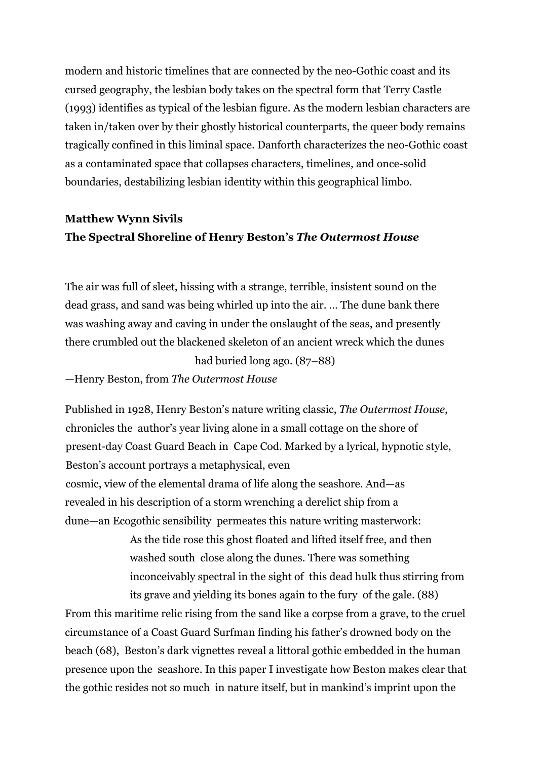modern and historic timelines that are connected by the neo-Gothic coast and its cursed geography, the lesbian body takes on the spectral form that Terry Castle (1993) identifies as typical of the lesbian figure. As the modern lesbian characters are taken in/taken over by their ghostly historical counterparts, the queer body remains tragically confined in this liminal space. Danforth characterizes the neo-Gothic coast as a contaminated space that collapses characters, timelines, and once-solid boundaries, destabilizing lesbian identity within this geographical limbo.

**Matthew Wynn Sivils**
**The Spectral Shoreline of Henry Beston's *The Outermost House***

> The air was full of sleet, hissing with a strange, terrible, insistent sound on the dead grass, and sand was being whirled up into the air. ... The dune bank there was washing away and caving in under the onslaught of the seas, and presently there crumbled out the blackened skeleton of an ancient wreck which the dunes had buried long ago. (87–88)
>
> —Henry Beston, from *The Outermost House*

Published in 1928, Henry Beston's nature writing classic, *The Outermost House*, chronicles the author's year living alone in a small cottage on the shore of present-day Coast Guard Beach in Cape Cod. Marked by a lyrical, hypnotic style, Beston's account portrays a metaphysical, even cosmic, view of the elemental drama of life along the seashore. And—as revealed in his description of a storm wrenching a derelict ship from a dune—an Ecogothic sensibility permeates this nature writing masterwork:

> As the tide rose this ghost floated and lifted itself free, and then washed south close along the dunes. There was something inconceivably spectral in the sight of this dead hulk thus stirring from its grave and yielding its bones again to the fury of the gale. (88)

From this maritime relic rising from the sand like a corpse from a grave, to the cruel circumstance of a Coast Guard Surfman finding his father's drowned body on the beach (68), Beston's dark vignettes reveal a littoral gothic embedded in the human presence upon the seashore. In this paper I investigate how Beston makes clear that the gothic resides not so much in nature itself, but in mankind's imprint upon the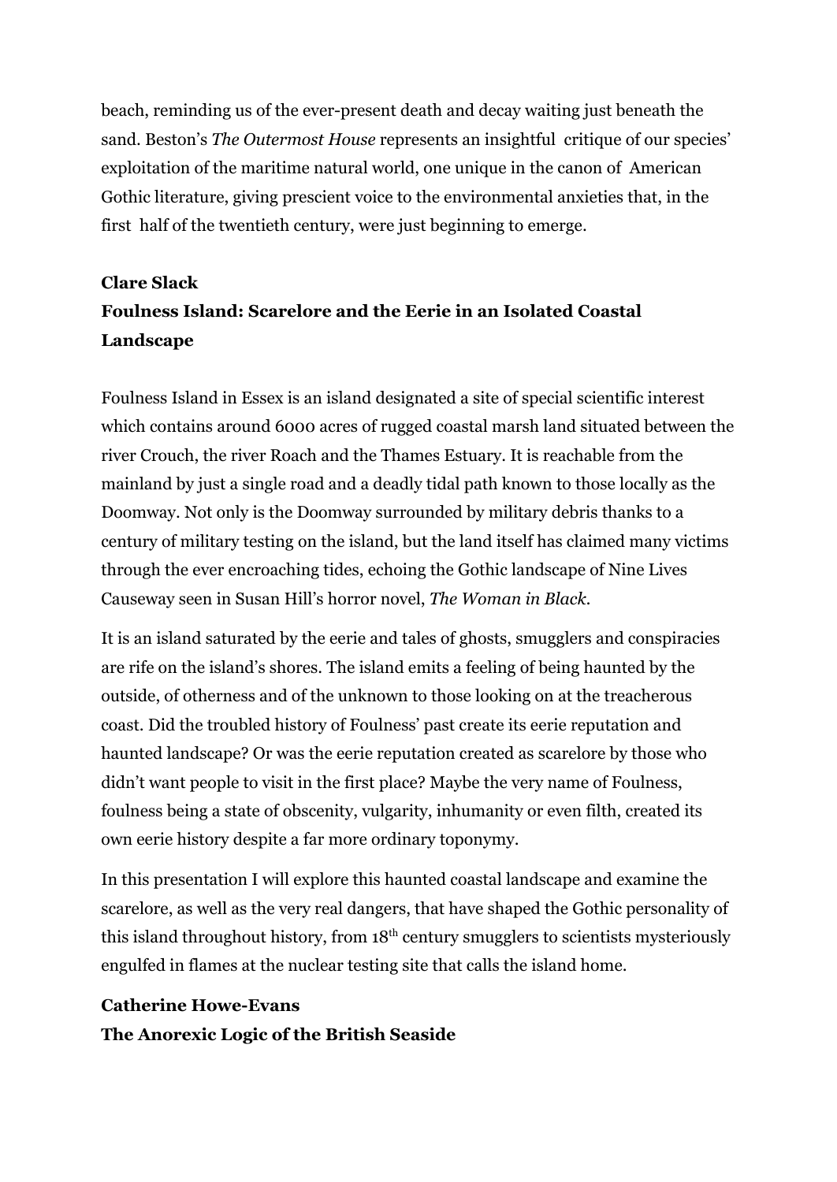beach, reminding us of the ever-present death and decay waiting just beneath the sand. Beston's *The Outermost House* represents an insightful critique of our species' exploitation of the maritime natural world, one unique in the canon of American Gothic literature, giving prescient voice to the environmental anxieties that, in the first half of the twentieth century, were just beginning to emerge.

**Clare Slack**

**Foulness Island: Scarelore and the Eerie in an Isolated Coastal Landscape**

Foulness Island in Essex is an island designated a site of special scientific interest which contains around 6000 acres of rugged coastal marsh land situated between the river Crouch, the river Roach and the Thames Estuary. It is reachable from the mainland by just a single road and a deadly tidal path known to those locally as the Doomway. Not only is the Doomway surrounded by military debris thanks to a century of military testing on the island, but the land itself has claimed many victims through the ever encroaching tides, echoing the Gothic landscape of Nine Lives Causeway seen in Susan Hill's horror novel, *The Woman in Black*.

It is an island saturated by the eerie and tales of ghosts, smugglers and conspiracies are rife on the island's shores. The island emits a feeling of being haunted by the outside, of otherness and of the unknown to those looking on at the treacherous coast. Did the troubled history of Foulness' past create its eerie reputation and haunted landscape? Or was the eerie reputation created as scarelore by those who didn't want people to visit in the first place? Maybe the very name of Foulness, foulness being a state of obscenity, vulgarity, inhumanity or even filth, created its own eerie history despite a far more ordinary toponymy.

In this presentation I will explore this haunted coastal landscape and examine the scarelore, as well as the very real dangers, that have shaped the Gothic personality of this island throughout history, from 18th century smugglers to scientists mysteriously engulfed in flames at the nuclear testing site that calls the island home.

**Catherine Howe-Evans**

**The Anorexic Logic of the British Seaside**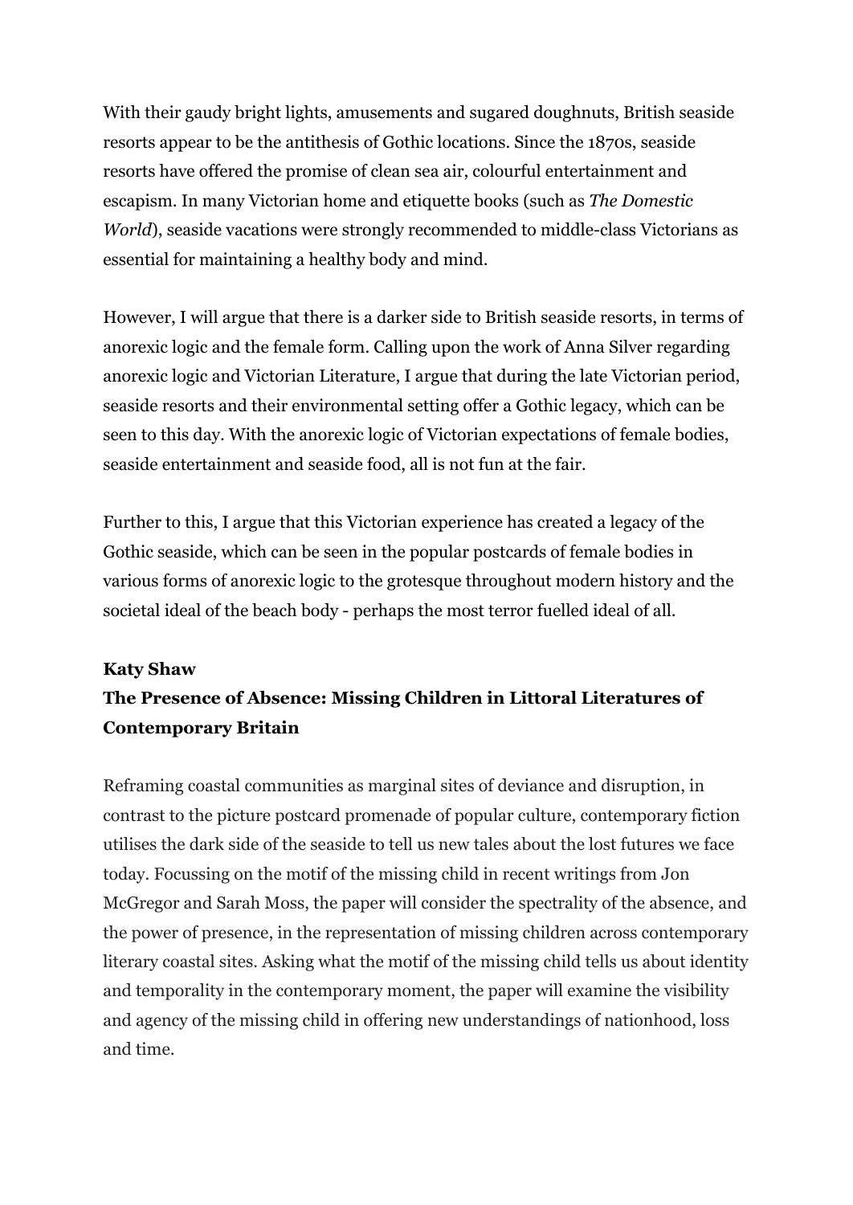With their gaudy bright lights, amusements and sugared doughnuts, British seaside resorts appear to be the antithesis of Gothic locations. Since the 1870s, seaside resorts have offered the promise of clean sea air, colourful entertainment and escapism. In many Victorian home and etiquette books (such as *The Domestic World*), seaside vacations were strongly recommended to middle-class Victorians as essential for maintaining a healthy body and mind.

However, I will argue that there is a darker side to British seaside resorts, in terms of anorexic logic and the female form. Calling upon the work of Anna Silver regarding anorexic logic and Victorian Literature, I argue that during the late Victorian period, seaside resorts and their environmental setting offer a Gothic legacy, which can be seen to this day. With the anorexic logic of Victorian expectations of female bodies, seaside entertainment and seaside food, all is not fun at the fair.

Further to this, I argue that this Victorian experience has created a legacy of the Gothic seaside, which can be seen in the popular postcards of female bodies in various forms of anorexic logic to the grotesque throughout modern history and the societal ideal of the beach body - perhaps the most terror fuelled ideal of all.

**Katy Shaw**

**The Presence of Absence: Missing Children in Littoral Literatures of Contemporary Britain**

Reframing coastal communities as marginal sites of deviance and disruption, in contrast to the picture postcard promenade of popular culture, contemporary fiction utilises the dark side of the seaside to tell us new tales about the lost futures we face today. Focussing on the motif of the missing child in recent writings from Jon McGregor and Sarah Moss, the paper will consider the spectrality of the absence, and the power of presence, in the representation of missing children across contemporary literary coastal sites. Asking what the motif of the missing child tells us about identity and temporality in the contemporary moment, the paper will examine the visibility and agency of the missing child in offering new understandings of nationhood, loss and time.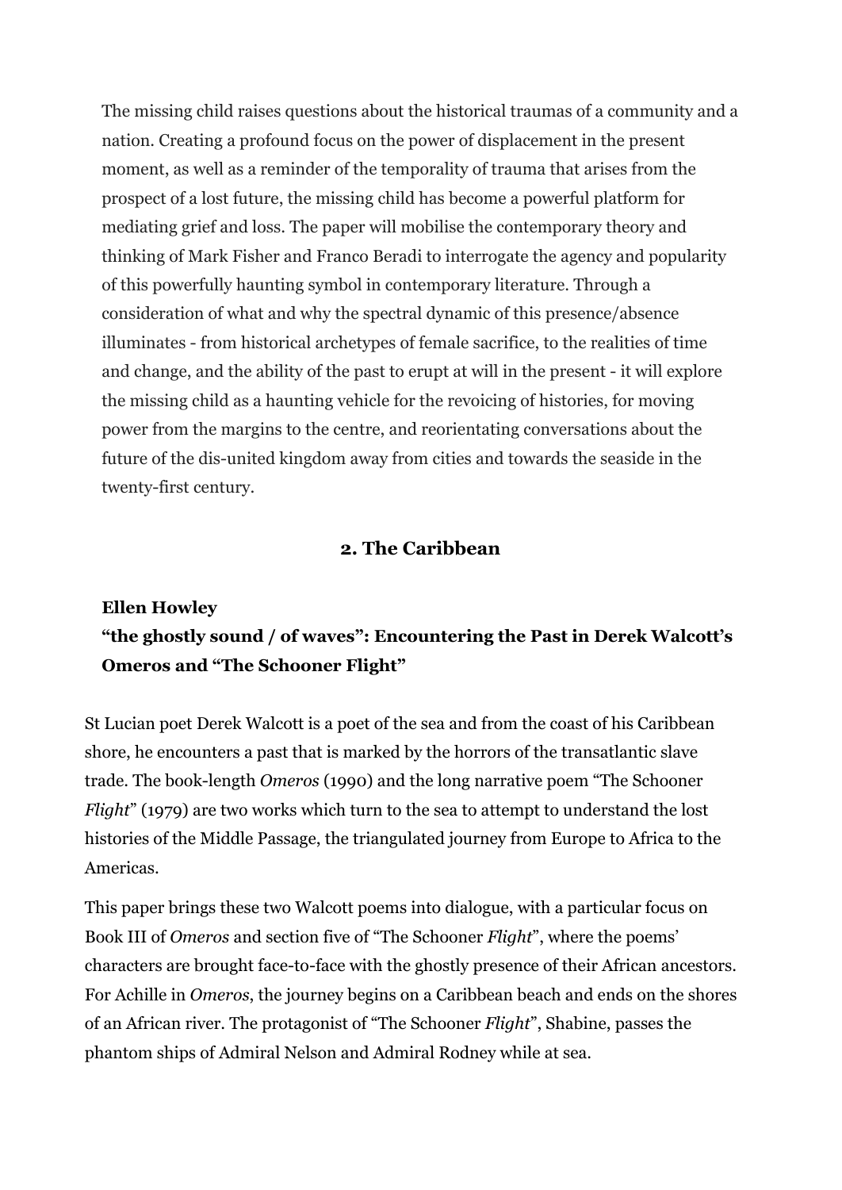The missing child raises questions about the historical traumas of a community and a nation. Creating a profound focus on the power of displacement in the present moment, as well as a reminder of the temporality of trauma that arises from the prospect of a lost future, the missing child has become a powerful platform for mediating grief and loss. The paper will mobilise the contemporary theory and thinking of Mark Fisher and Franco Beradi to interrogate the agency and popularity of this powerfully haunting symbol in contemporary literature. Through a consideration of what and why the spectral dynamic of this presence/absence illuminates - from historical archetypes of female sacrifice, to the realities of time and change, and the ability of the past to erupt at will in the present - it will explore the missing child as a haunting vehicle for the revoicing of histories, for moving power from the margins to the centre, and reorientating conversations about the future of the dis-united kingdom away from cities and towards the seaside in the twenty-first century.

## 2. The Caribbean

### Ellen Howley

### "the ghostly sound / of waves": Encountering the Past in Derek Walcott's Omeros and "The Schooner Flight"

St Lucian poet Derek Walcott is a poet of the sea and from the coast of his Caribbean shore, he encounters a past that is marked by the horrors of the transatlantic slave trade. The book-length *Omeros* (1990) and the long narrative poem "The Schooner *Flight*" (1979) are two works which turn to the sea to attempt to understand the lost histories of the Middle Passage, the triangulated journey from Europe to Africa to the Americas.

This paper brings these two Walcott poems into dialogue, with a particular focus on Book III of *Omeros* and section five of "The Schooner *Flight*", where the poems' characters are brought face-to-face with the ghostly presence of their African ancestors. For Achille in *Omeros*, the journey begins on a Caribbean beach and ends on the shores of an African river. The protagonist of "The Schooner *Flight*", Shabine, passes the phantom ships of Admiral Nelson and Admiral Rodney while at sea.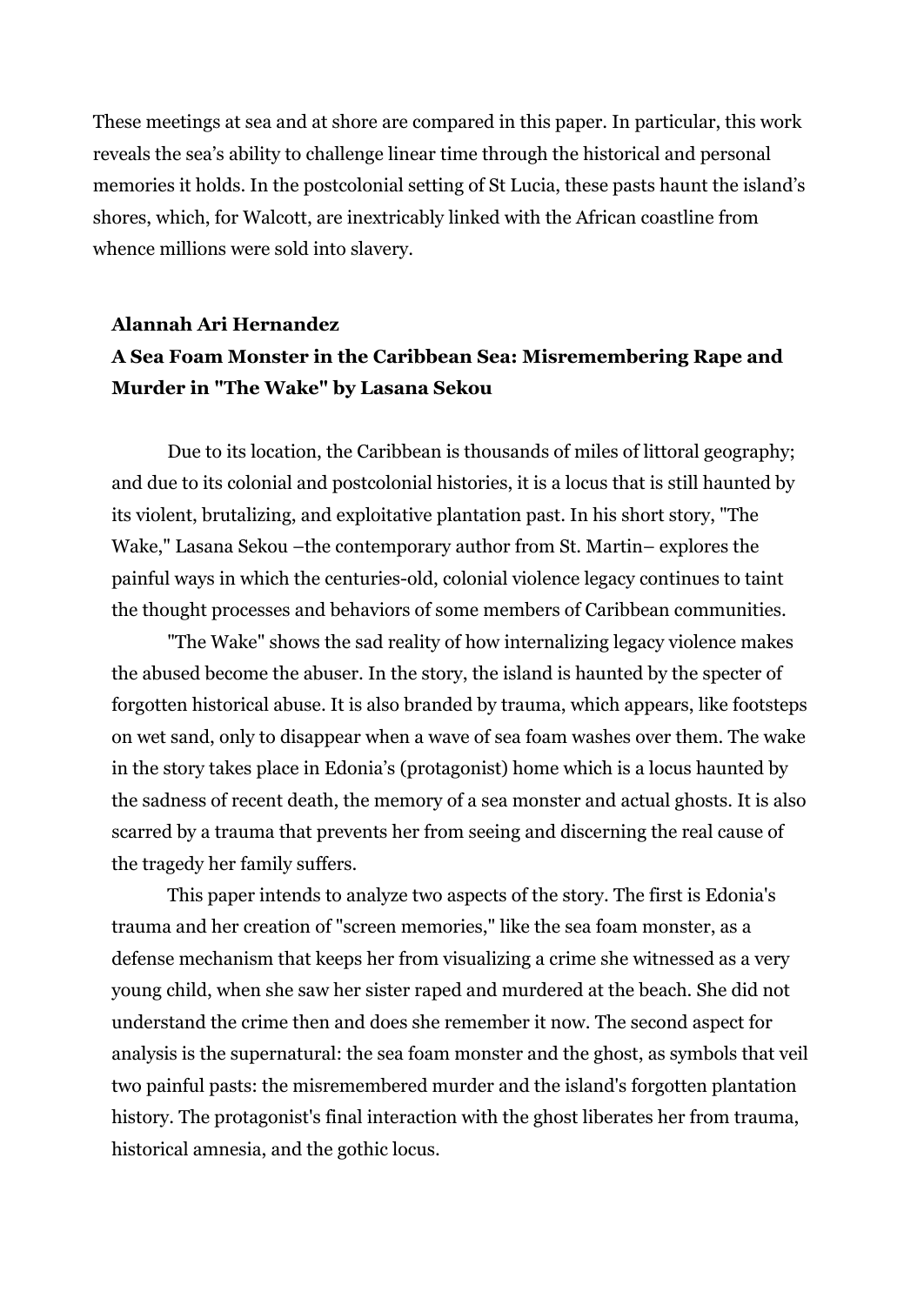These meetings at sea and at shore are compared in this paper. In particular, this work reveals the sea's ability to challenge linear time through the historical and personal memories it holds. In the postcolonial setting of St Lucia, these pasts haunt the island's shores, which, for Walcott, are inextricably linked with the African coastline from whence millions were sold into slavery.

**Alannah Ari Hernandez**

**A Sea Foam Monster in the Caribbean Sea: Misremembering Rape and Murder in "The Wake" by Lasana Sekou**

Due to its location, the Caribbean is thousands of miles of littoral geography; and due to its colonial and postcolonial histories, it is a locus that is still haunted by its violent, brutalizing, and exploitative plantation past. In his short story, "The Wake," Lasana Sekou –the contemporary author from St. Martin– explores the painful ways in which the centuries-old, colonial violence legacy continues to taint the thought processes and behaviors of some members of Caribbean communities.

"The Wake" shows the sad reality of how internalizing legacy violence makes the abused become the abuser. In the story, the island is haunted by the specter of forgotten historical abuse. It is also branded by trauma, which appears, like footsteps on wet sand, only to disappear when a wave of sea foam washes over them. The wake in the story takes place in Edonia's (protagonist) home which is a locus haunted by the sadness of recent death, the memory of a sea monster and actual ghosts. It is also scarred by a trauma that prevents her from seeing and discerning the real cause of the tragedy her family suffers.

This paper intends to analyze two aspects of the story. The first is Edonia's trauma and her creation of "screen memories," like the sea foam monster, as a defense mechanism that keeps her from visualizing a crime she witnessed as a very young child, when she saw her sister raped and murdered at the beach. She did not understand the crime then and does she remember it now. The second aspect for analysis is the supernatural: the sea foam monster and the ghost, as symbols that veil two painful pasts: the misremembered murder and the island's forgotten plantation history. The protagonist's final interaction with the ghost liberates her from trauma, historical amnesia, and the gothic locus.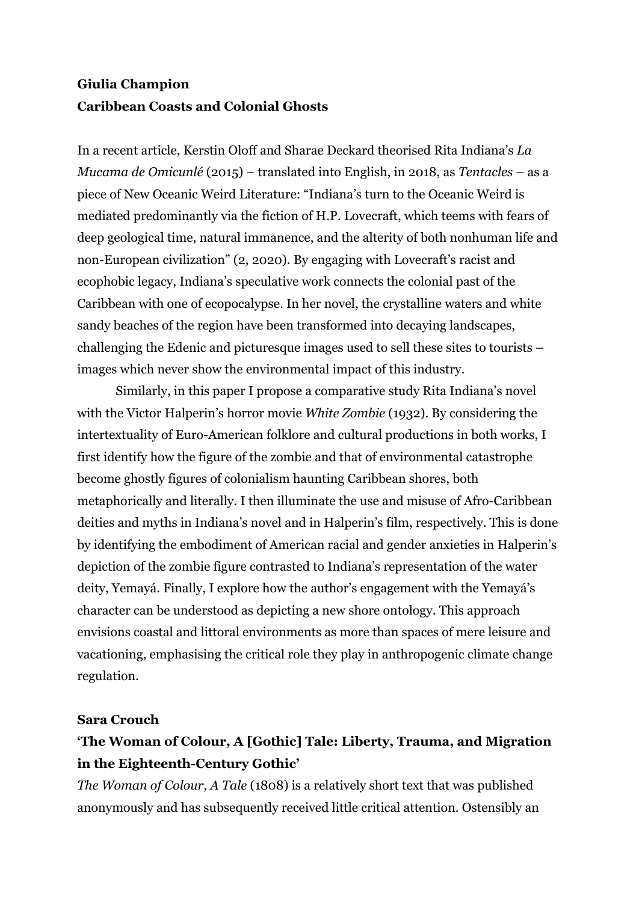**Giulia Champion**
**Caribbean Coasts and Colonial Ghosts**

In a recent article, Kerstin Oloff and Sharae Deckard theorised Rita Indiana's *La Mucama de Omicunlé* (2015) – translated into English, in 2018, as *Tentacles* – as a piece of New Oceanic Weird Literature: "Indiana's turn to the Oceanic Weird is mediated predominantly via the fiction of H.P. Lovecraft, which teems with fears of deep geological time, natural immanence, and the alterity of both nonhuman life and non-European civilization" (2, 2020). By engaging with Lovecraft's racist and ecophobic legacy, Indiana's speculative work connects the colonial past of the Caribbean with one of ecopocalypse. In her novel, the crystalline waters and white sandy beaches of the region have been transformed into decaying landscapes, challenging the Edenic and picturesque images used to sell these sites to tourists – images which never show the environmental impact of this industry.

Similarly, in this paper I propose a comparative study Rita Indiana's novel with the Victor Halperin's horror movie *White Zombie* (1932). By considering the intertextuality of Euro-American folklore and cultural productions in both works, I first identify how the figure of the zombie and that of environmental catastrophe become ghostly figures of colonialism haunting Caribbean shores, both metaphorically and literally. I then illuminate the use and misuse of Afro-Caribbean deities and myths in Indiana's novel and in Halperin's film, respectively. This is done by identifying the embodiment of American racial and gender anxieties in Halperin's depiction of the zombie figure contrasted to Indiana's representation of the water deity, Yemayá. Finally, I explore how the author's engagement with the Yemayá's character can be understood as depicting a new shore ontology. This approach envisions coastal and littoral environments as more than spaces of mere leisure and vacationing, emphasising the critical role they play in anthropogenic climate change regulation.

**Sara Crouch**
**'The Woman of Colour, A [Gothic] Tale: Liberty, Trauma, and Migration in the Eighteenth-Century Gothic'**

*The Woman of Colour, A Tale* (1808) is a relatively short text that was published anonymously and has subsequently received little critical attention. Ostensibly an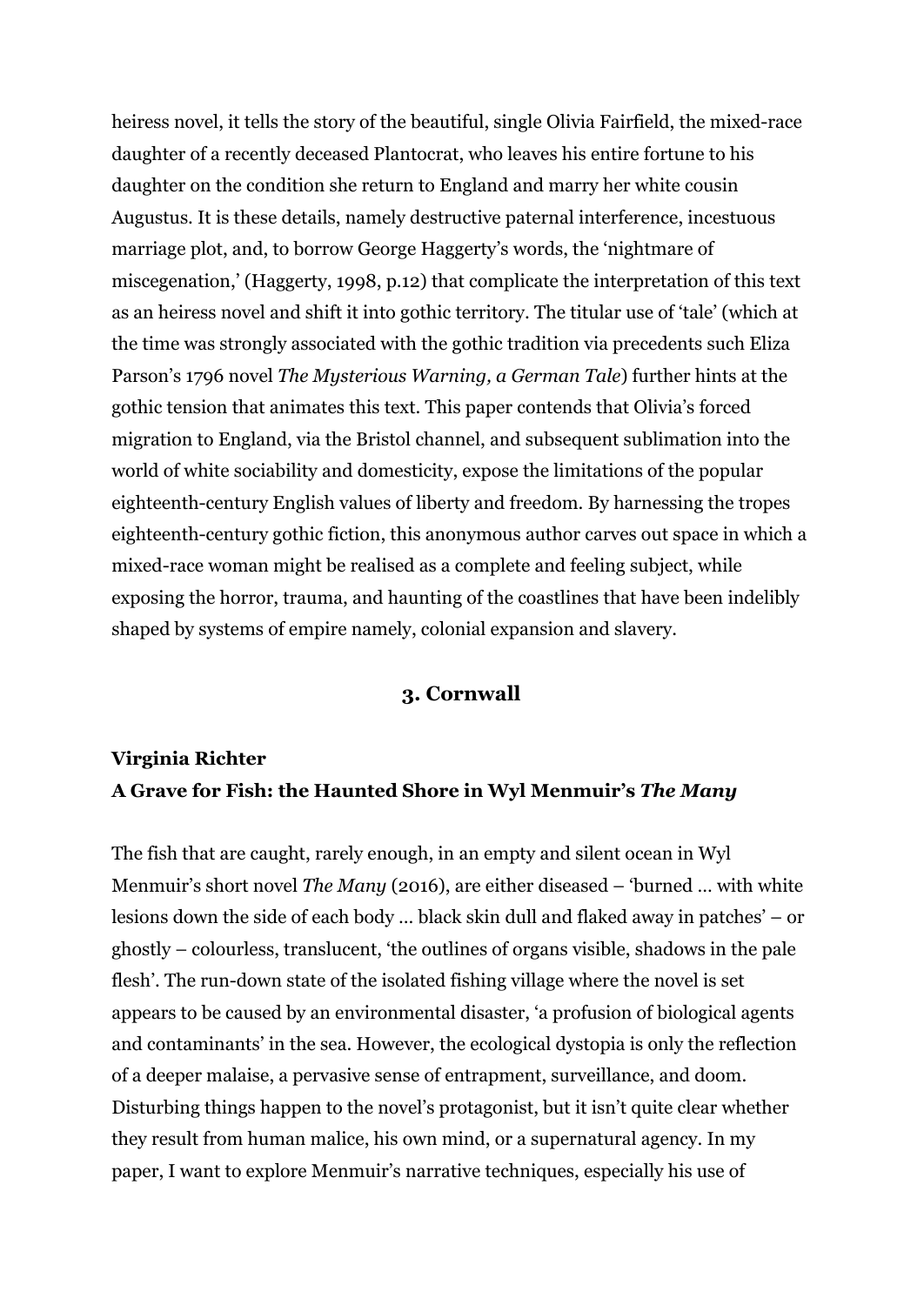heiress novel, it tells the story of the beautiful, single Olivia Fairfield, the mixed-race daughter of a recently deceased Plantocrat, who leaves his entire fortune to his daughter on the condition she return to England and marry her white cousin Augustus. It is these details, namely destructive paternal interference, incestuous marriage plot, and, to borrow George Haggerty's words, the 'nightmare of miscegenation,' (Haggerty, 1998, p.12) that complicate the interpretation of this text as an heiress novel and shift it into gothic territory. The titular use of 'tale' (which at the time was strongly associated with the gothic tradition via precedents such Eliza Parson's 1796 novel *The Mysterious Warning, a German Tale*) further hints at the gothic tension that animates this text. This paper contends that Olivia's forced migration to England, via the Bristol channel, and subsequent sublimation into the world of white sociability and domesticity, expose the limitations of the popular eighteenth-century English values of liberty and freedom. By harnessing the tropes eighteenth-century gothic fiction, this anonymous author carves out space in which a mixed-race woman might be realised as a complete and feeling subject, while exposing the horror, trauma, and haunting of the coastlines that have been indelibly shaped by systems of empire namely, colonial expansion and slavery.

## 3. Cornwall

**Virginia Richter**
**A Grave for Fish: the Haunted Shore in Wyl Menmuir's *The Many***

The fish that are caught, rarely enough, in an empty and silent ocean in Wyl Menmuir's short novel *The Many* (2016), are either diseased – 'burned ... with white lesions down the side of each body ... black skin dull and flaked away in patches' – or ghostly – colourless, translucent, 'the outlines of organs visible, shadows in the pale flesh'. The run-down state of the isolated fishing village where the novel is set appears to be caused by an environmental disaster, 'a profusion of biological agents and contaminants' in the sea. However, the ecological dystopia is only the reflection of a deeper malaise, a pervasive sense of entrapment, surveillance, and doom. Disturbing things happen to the novel's protagonist, but it isn't quite clear whether they result from human malice, his own mind, or a supernatural agency. In my paper, I want to explore Menmuir's narrative techniques, especially his use of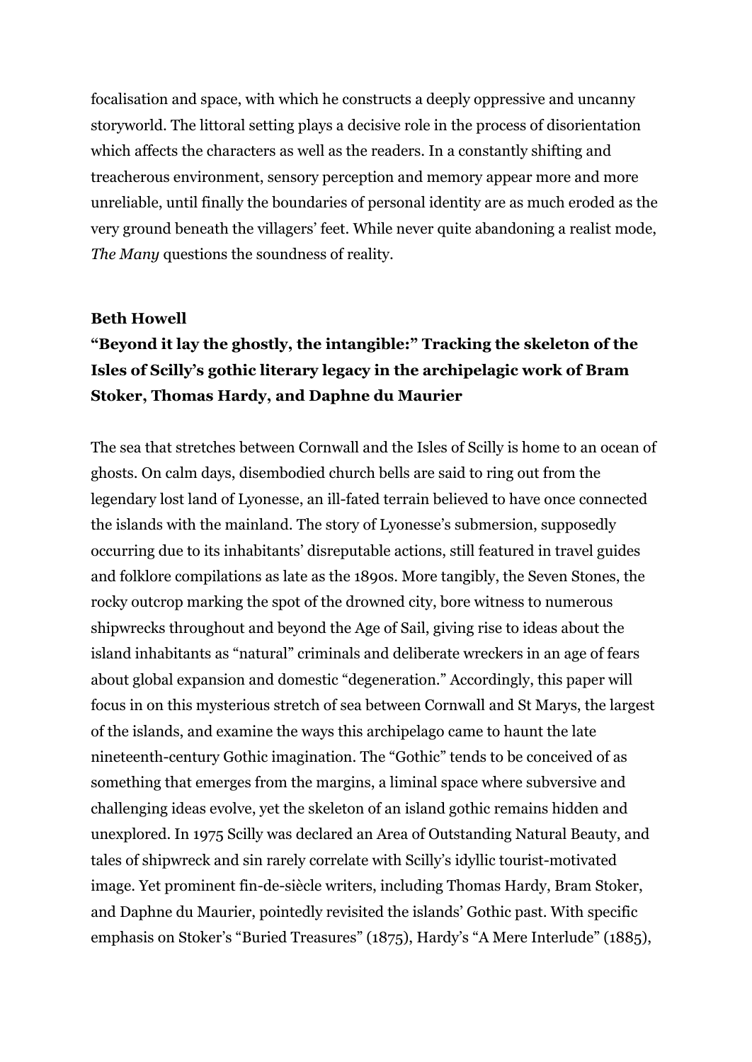focalisation and space, with which he constructs a deeply oppressive and uncanny storyworld. The littoral setting plays a decisive role in the process of disorientation which affects the characters as well as the readers. In a constantly shifting and treacherous environment, sensory perception and memory appear more and more unreliable, until finally the boundaries of personal identity are as much eroded as the very ground beneath the villagers' feet. While never quite abandoning a realist mode, *The Many* questions the soundness of reality.

**Beth Howell**

**"Beyond it lay the ghostly, the intangible:" Tracking the skeleton of the Isles of Scilly's gothic literary legacy in the archipelagic work of Bram Stoker, Thomas Hardy, and Daphne du Maurier**

The sea that stretches between Cornwall and the Isles of Scilly is home to an ocean of ghosts. On calm days, disembodied church bells are said to ring out from the legendary lost land of Lyonesse, an ill-fated terrain believed to have once connected the islands with the mainland. The story of Lyonesse's submersion, supposedly occurring due to its inhabitants' disreputable actions, still featured in travel guides and folklore compilations as late as the 1890s. More tangibly, the Seven Stones, the rocky outcrop marking the spot of the drowned city, bore witness to numerous shipwrecks throughout and beyond the Age of Sail, giving rise to ideas about the island inhabitants as "natural" criminals and deliberate wreckers in an age of fears about global expansion and domestic "degeneration." Accordingly, this paper will focus in on this mysterious stretch of sea between Cornwall and St Marys, the largest of the islands, and examine the ways this archipelago came to haunt the late nineteenth-century Gothic imagination. The "Gothic" tends to be conceived of as something that emerges from the margins, a liminal space where subversive and challenging ideas evolve, yet the skeleton of an island gothic remains hidden and unexplored. In 1975 Scilly was declared an Area of Outstanding Natural Beauty, and tales of shipwreck and sin rarely correlate with Scilly's idyllic tourist-motivated image. Yet prominent fin-de-siècle writers, including Thomas Hardy, Bram Stoker, and Daphne du Maurier, pointedly revisited the islands' Gothic past. With specific emphasis on Stoker's "Buried Treasures" (1875), Hardy's "A Mere Interlude" (1885),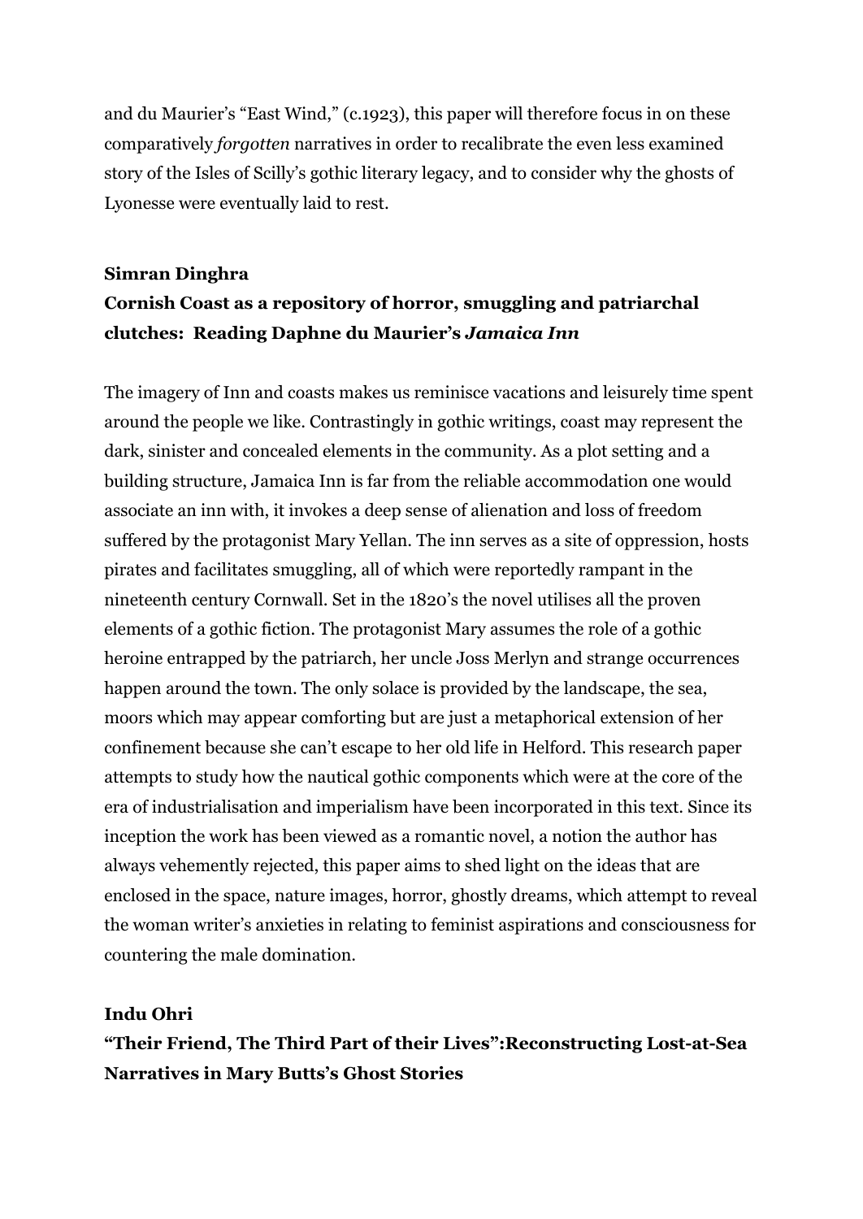and du Maurier's "East Wind," (c.1923), this paper will therefore focus in on these comparatively *forgotten* narratives in order to recalibrate the even less examined story of the Isles of Scilly's gothic literary legacy, and to consider why the ghosts of Lyonesse were eventually laid to rest.

**Simran Dinghra**

**Cornish Coast as a repository of horror, smuggling and patriarchal clutches: Reading Daphne du Maurier's *Jamaica Inn***

The imagery of Inn and coasts makes us reminisce vacations and leisurely time spent around the people we like. Contrastingly in gothic writings, coast may represent the dark, sinister and concealed elements in the community. As a plot setting and a building structure, Jamaica Inn is far from the reliable accommodation one would associate an inn with, it invokes a deep sense of alienation and loss of freedom suffered by the protagonist Mary Yellan. The inn serves as a site of oppression, hosts pirates and facilitates smuggling, all of which were reportedly rampant in the nineteenth century Cornwall. Set in the 1820's the novel utilises all the proven elements of a gothic fiction. The protagonist Mary assumes the role of a gothic heroine entrapped by the patriarch, her uncle Joss Merlyn and strange occurrences happen around the town. The only solace is provided by the landscape, the sea, moors which may appear comforting but are just a metaphorical extension of her confinement because she can't escape to her old life in Helford. This research paper attempts to study how the nautical gothic components which were at the core of the era of industrialisation and imperialism have been incorporated in this text. Since its inception the work has been viewed as a romantic novel, a notion the author has always vehemently rejected, this paper aims to shed light on the ideas that are enclosed in the space, nature images, horror, ghostly dreams, which attempt to reveal the woman writer's anxieties in relating to feminist aspirations and consciousness for countering the male domination.

**Indu Ohri**

**"Their Friend, The Third Part of their Lives":Reconstructing Lost-at-Sea Narratives in Mary Butts's Ghost Stories**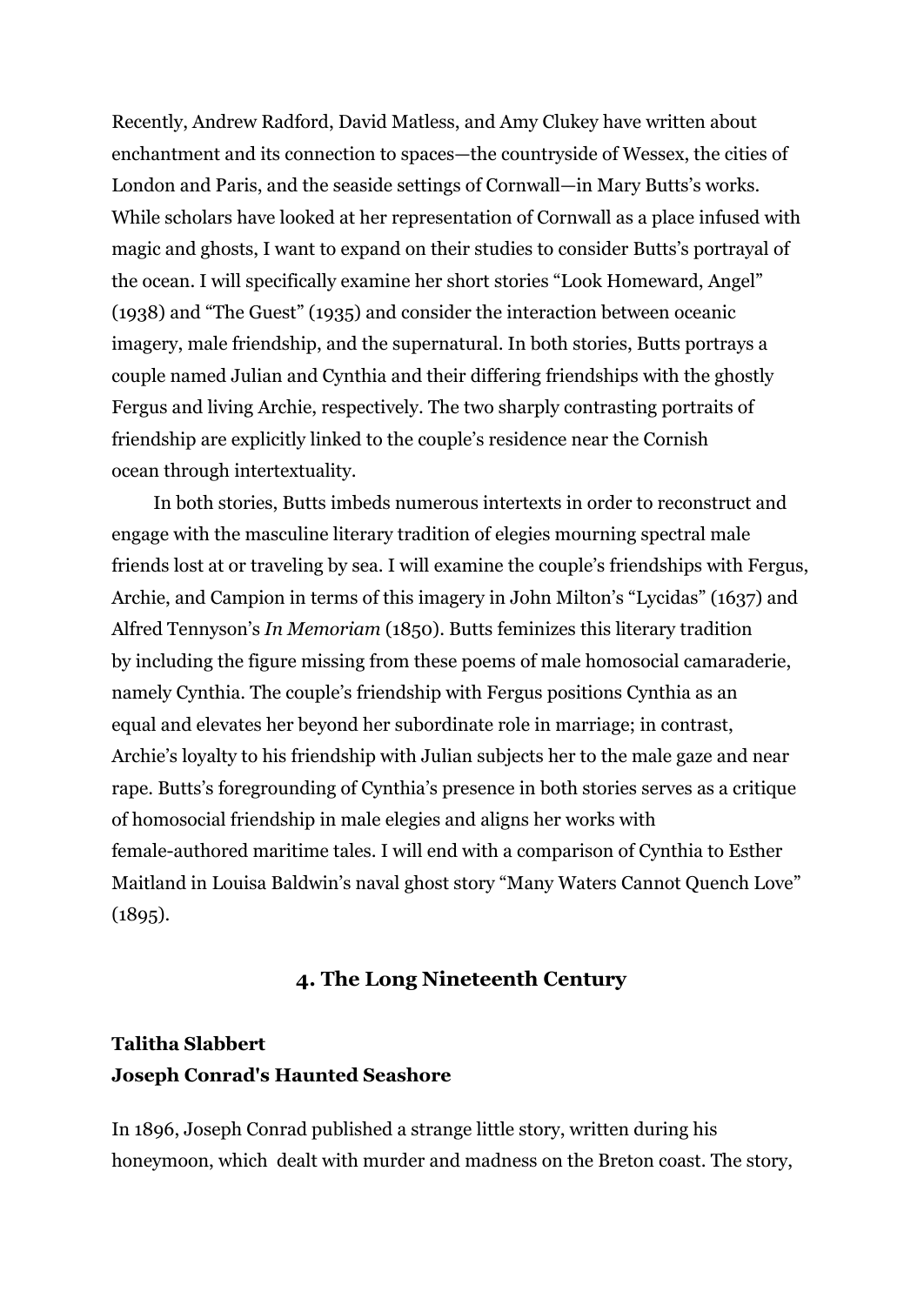Recently, Andrew Radford, David Matless, and Amy Clukey have written about enchantment and its connection to spaces—the countryside of Wessex, the cities of London and Paris, and the seaside settings of Cornwall—in Mary Butts's works. While scholars have looked at her representation of Cornwall as a place infused with magic and ghosts, I want to expand on their studies to consider Butts's portrayal of the ocean. I will specifically examine her short stories "Look Homeward, Angel" (1938) and "The Guest" (1935) and consider the interaction between oceanic imagery, male friendship, and the supernatural. In both stories, Butts portrays a couple named Julian and Cynthia and their differing friendships with the ghostly Fergus and living Archie, respectively. The two sharply contrasting portraits of friendship are explicitly linked to the couple's residence near the Cornish ocean through intertextuality.

In both stories, Butts imbeds numerous intertexts in order to reconstruct and engage with the masculine literary tradition of elegies mourning spectral male friends lost at or traveling by sea. I will examine the couple's friendships with Fergus, Archie, and Campion in terms of this imagery in John Milton's "Lycidas" (1637) and Alfred Tennyson's *In Memoriam* (1850). Butts feminizes this literary tradition by including the figure missing from these poems of male homosocial camaraderie, namely Cynthia. The couple's friendship with Fergus positions Cynthia as an equal and elevates her beyond her subordinate role in marriage; in contrast, Archie's loyalty to his friendship with Julian subjects her to the male gaze and near rape. Butts's foregrounding of Cynthia's presence in both stories serves as a critique of homosocial friendship in male elegies and aligns her works with female-authored maritime tales. I will end with a comparison of Cynthia to Esther Maitland in Louisa Baldwin's naval ghost story "Many Waters Cannot Quench Love" (1895).

## 4. The Long Nineteenth Century

**Talitha Slabbert**
**Joseph Conrad's Haunted Seashore**

In 1896, Joseph Conrad published a strange little story, written during his honeymoon, which dealt with murder and madness on the Breton coast. The story,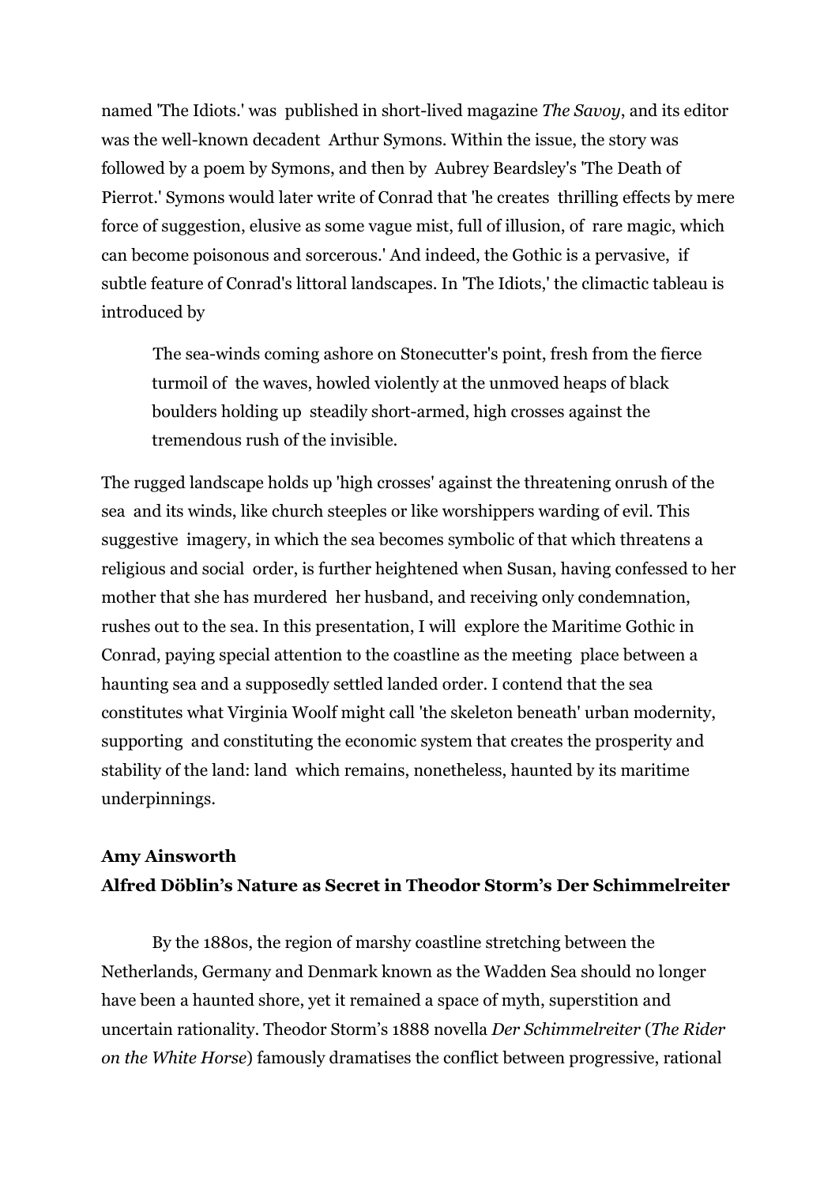named 'The Idiots.' was published in short-lived magazine *The Savoy*, and its editor was the well-known decadent Arthur Symons. Within the issue, the story was followed by a poem by Symons, and then by Aubrey Beardsley's 'The Death of Pierrot.' Symons would later write of Conrad that 'he creates thrilling effects by mere force of suggestion, elusive as some vague mist, full of illusion, of rare magic, which can become poisonous and sorcerous.' And indeed, the Gothic is a pervasive, if subtle feature of Conrad's littoral landscapes. In 'The Idiots,' the climactic tableau is introduced by

> The sea-winds coming ashore on Stonecutter's point, fresh from the fierce turmoil of the waves, howled violently at the unmoved heaps of black boulders holding up steadily short-armed, high crosses against the tremendous rush of the invisible.

The rugged landscape holds up 'high crosses' against the threatening onrush of the sea and its winds, like church steeples or like worshippers warding of evil. This suggestive imagery, in which the sea becomes symbolic of that which threatens a religious and social order, is further heightened when Susan, having confessed to her mother that she has murdered her husband, and receiving only condemnation, rushes out to the sea. In this presentation, I will explore the Maritime Gothic in Conrad, paying special attention to the coastline as the meeting place between a haunting sea and a supposedly settled landed order. I contend that the sea constitutes what Virginia Woolf might call 'the skeleton beneath' urban modernity, supporting and constituting the economic system that creates the prosperity and stability of the land: land which remains, nonetheless, haunted by its maritime underpinnings.

**Amy Ainsworth**
**Alfred Döblin's Nature as Secret in Theodor Storm's Der Schimmelreiter**

By the 1880s, the region of marshy coastline stretching between the Netherlands, Germany and Denmark known as the Wadden Sea should no longer have been a haunted shore, yet it remained a space of myth, superstition and uncertain rationality. Theodor Storm's 1888 novella *Der Schimmelreiter* (*The Rider on the White Horse*) famously dramatises the conflict between progressive, rational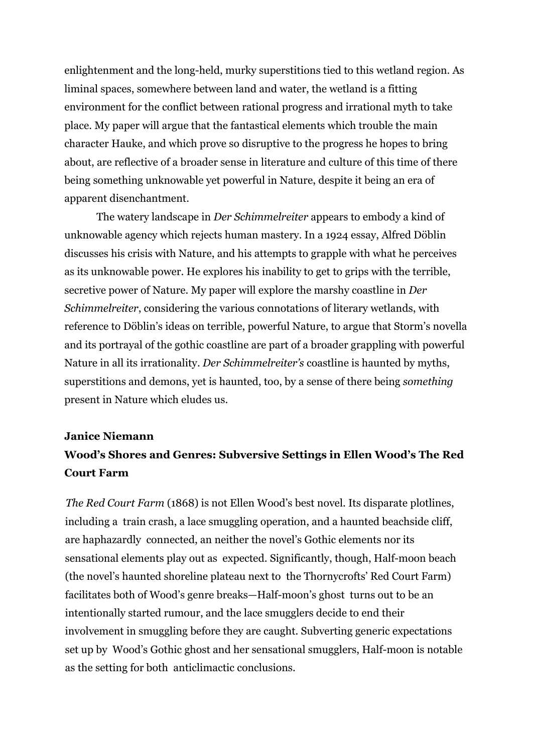enlightenment and the long-held, murky superstitions tied to this wetland region. As liminal spaces, somewhere between land and water, the wetland is a fitting environment for the conflict between rational progress and irrational myth to take place. My paper will argue that the fantastical elements which trouble the main character Hauke, and which prove so disruptive to the progress he hopes to bring about, are reflective of a broader sense in literature and culture of this time of there being something unknowable yet powerful in Nature, despite it being an era of apparent disenchantment.

The watery landscape in *Der Schimmelreiter* appears to embody a kind of unknowable agency which rejects human mastery. In a 1924 essay, Alfred Döblin discusses his crisis with Nature, and his attempts to grapple with what he perceives as its unknowable power. He explores his inability to get to grips with the terrible, secretive power of Nature. My paper will explore the marshy coastline in *Der Schimmelreiter*, considering the various connotations of literary wetlands, with reference to Döblin's ideas on terrible, powerful Nature, to argue that Storm's novella and its portrayal of the gothic coastline are part of a broader grappling with powerful Nature in all its irrationality. *Der Schimmelreiter's* coastline is haunted by myths, superstitions and demons, yet is haunted, too, by a sense of there being *something* present in Nature which eludes us.

**Janice Niemann**

**Wood's Shores and Genres: Subversive Settings in Ellen Wood's The Red Court Farm**

*The Red Court Farm* (1868) is not Ellen Wood's best novel. Its disparate plotlines, including a train crash, a lace smuggling operation, and a haunted beachside cliff, are haphazardly connected, an neither the novel's Gothic elements nor its sensational elements play out as expected. Significantly, though, Half-moon beach (the novel's haunted shoreline plateau next to the Thornycrofts' Red Court Farm) facilitates both of Wood's genre breaks—Half-moon's ghost turns out to be an intentionally started rumour, and the lace smugglers decide to end their involvement in smuggling before they are caught. Subverting generic expectations set up by Wood's Gothic ghost and her sensational smugglers, Half-moon is notable as the setting for both anticlimactic conclusions.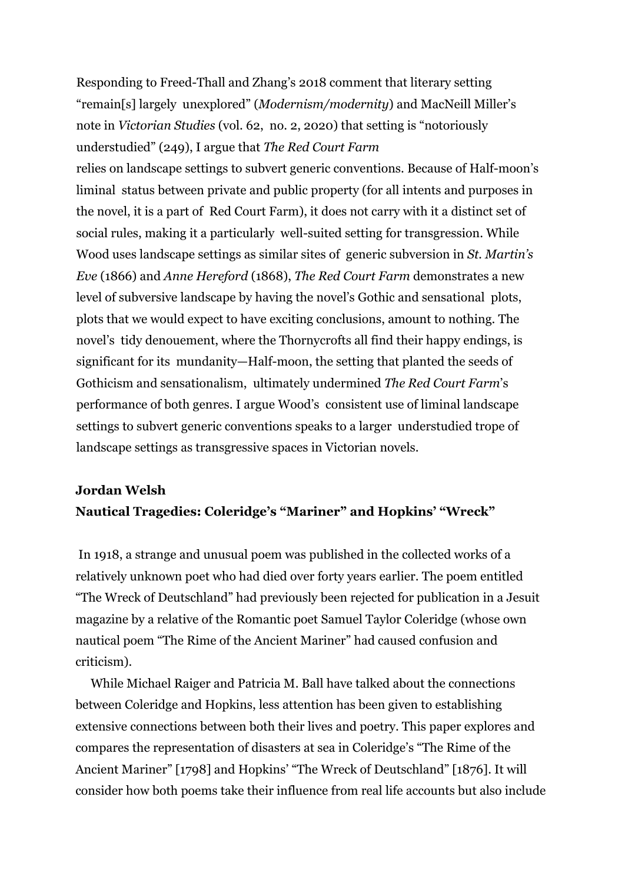Responding to Freed-Thall and Zhang's 2018 comment that literary setting "remain[s] largely unexplored" (*Modernism/modernity*) and MacNeill Miller's note in *Victorian Studies* (vol. 62, no. 2, 2020) that setting is "notoriously understudied" (249), I argue that *The Red Court Farm* relies on landscape settings to subvert generic conventions. Because of Half-moon's liminal status between private and public property (for all intents and purposes in the novel, it is a part of Red Court Farm), it does not carry with it a distinct set of social rules, making it a particularly well-suited setting for transgression. While Wood uses landscape settings as similar sites of generic subversion in *St. Martin's Eve* (1866) and *Anne Hereford* (1868), *The Red Court Farm* demonstrates a new level of subversive landscape by having the novel's Gothic and sensational plots, plots that we would expect to have exciting conclusions, amount to nothing. The novel's tidy denouement, where the Thornycrofts all find their happy endings, is significant for its mundanity—Half-moon, the setting that planted the seeds of Gothicism and sensationalism, ultimately undermined *The Red Court Farm*'s performance of both genres. I argue Wood's consistent use of liminal landscape settings to subvert generic conventions speaks to a larger understudied trope of landscape settings as transgressive spaces in Victorian novels.

**Jordan Welsh**

**Nautical Tragedies: Coleridge's "Mariner" and Hopkins' "Wreck"**

In 1918, a strange and unusual poem was published in the collected works of a relatively unknown poet who had died over forty years earlier. The poem entitled "The Wreck of Deutschland" had previously been rejected for publication in a Jesuit magazine by a relative of the Romantic poet Samuel Taylor Coleridge (whose own nautical poem "The Rime of the Ancient Mariner" had caused confusion and criticism).

While Michael Raiger and Patricia M. Ball have talked about the connections between Coleridge and Hopkins, less attention has been given to establishing extensive connections between both their lives and poetry. This paper explores and compares the representation of disasters at sea in Coleridge's "The Rime of the Ancient Mariner" [1798] and Hopkins' "The Wreck of Deutschland" [1876]. It will consider how both poems take their influence from real life accounts but also include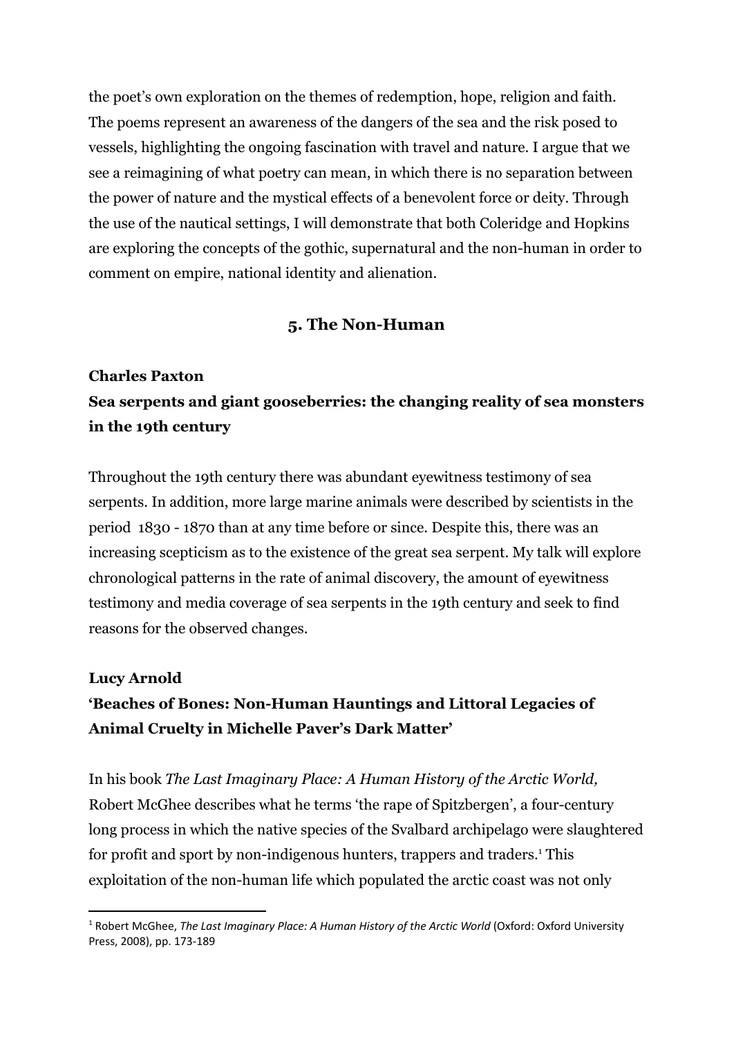the poet's own exploration on the themes of redemption, hope, religion and faith. The poems represent an awareness of the dangers of the sea and the risk posed to vessels, highlighting the ongoing fascination with travel and nature. I argue that we see a reimagining of what poetry can mean, in which there is no separation between the power of nature and the mystical effects of a benevolent force or deity. Through the use of the nautical settings, I will demonstrate that both Coleridge and Hopkins are exploring the concepts of the gothic, supernatural and the non-human in order to comment on empire, national identity and alienation.

## 5. The Non-Human

**Charles Paxton**

**Sea serpents and giant gooseberries: the changing reality of sea monsters in the 19th century**

Throughout the 19th century there was abundant eyewitness testimony of sea serpents. In addition, more large marine animals were described by scientists in the period 1830 - 1870 than at any time before or since. Despite this, there was an increasing scepticism as to the existence of the great sea serpent. My talk will explore chronological patterns in the rate of animal discovery, the amount of eyewitness testimony and media coverage of sea serpents in the 19th century and seek to find reasons for the observed changes.

**Lucy Arnold**

**'Beaches of Bones: Non-Human Hauntings and Littoral Legacies of Animal Cruelty in Michelle Paver's Dark Matter'**

In his book *The Last Imaginary Place: A Human History of the Arctic World,* Robert McGhee describes what he terms 'the rape of Spitzbergen', a four-century long process in which the native species of the Svalbard archipelago were slaughtered for profit and sport by non-indigenous hunters, trappers and traders.[1] This exploitation of the non-human life which populated the arctic coast was not only

[1] Robert McGhee, *The Last Imaginary Place: A Human History of the Arctic World* (Oxford: Oxford University Press, 2008), pp. 173-189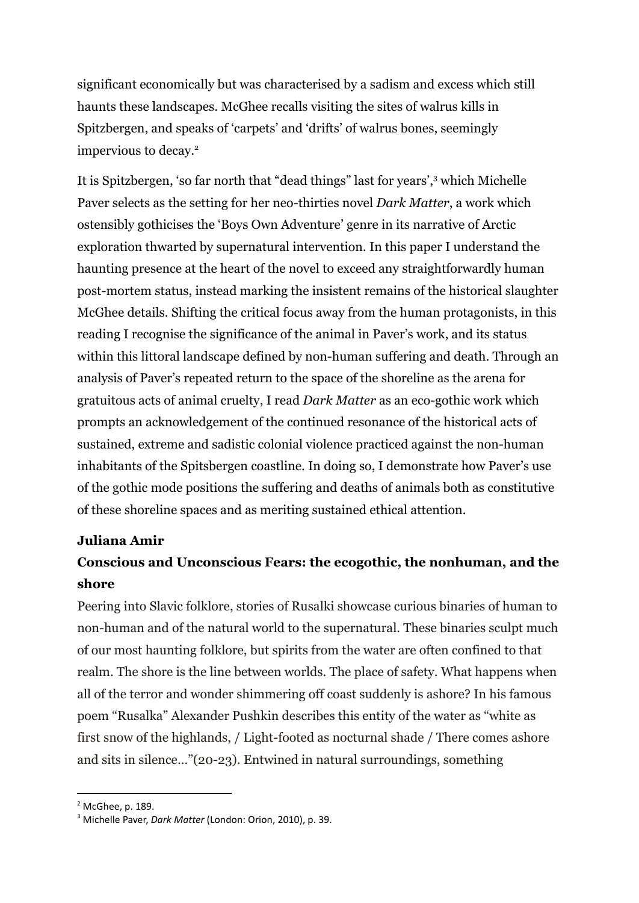significant economically but was characterised by a sadism and excess which still haunts these landscapes. McGhee recalls visiting the sites of walrus kills in Spitzbergen, and speaks of 'carpets' and 'drifts' of walrus bones, seemingly impervious to decay.[2]

It is Spitzbergen, 'so far north that "dead things" last for years',[3] which Michelle Paver selects as the setting for her neo-thirties novel *Dark Matter*, a work which ostensibly gothicises the 'Boys Own Adventure' genre in its narrative of Arctic exploration thwarted by supernatural intervention. In this paper I understand the haunting presence at the heart of the novel to exceed any straightforwardly human post-mortem status, instead marking the insistent remains of the historical slaughter McGhee details. Shifting the critical focus away from the human protagonists, in this reading I recognise the significance of the animal in Paver's work, and its status within this littoral landscape defined by non-human suffering and death. Through an analysis of Paver's repeated return to the space of the shoreline as the arena for gratuitous acts of animal cruelty, I read *Dark Matter* as an eco-gothic work which prompts an acknowledgement of the continued resonance of the historical acts of sustained, extreme and sadistic colonial violence practiced against the non-human inhabitants of the Spitsbergen coastline. In doing so, I demonstrate how Paver's use of the gothic mode positions the suffering and deaths of animals both as constitutive of these shoreline spaces and as meriting sustained ethical attention.

**Juliana Amir**

**Conscious and Unconscious Fears: the ecogothic, the nonhuman, and the shore**

Peering into Slavic folklore, stories of Rusalki showcase curious binaries of human to non-human and of the natural world to the supernatural. These binaries sculpt much of our most haunting folklore, but spirits from the water are often confined to that realm. The shore is the line between worlds. The place of safety. What happens when all of the terror and wonder shimmering off coast suddenly is ashore? In his famous poem "Rusalka" Alexander Pushkin describes this entity of the water as "white as first snow of the highlands, / Light-footed as nocturnal shade / There comes ashore and sits in silence…"(20-23). Entwined in natural surroundings, something

---

[2] McGhee, p. 189.

[3] Michelle Paver, *Dark Matter* (London: Orion, 2010), p. 39.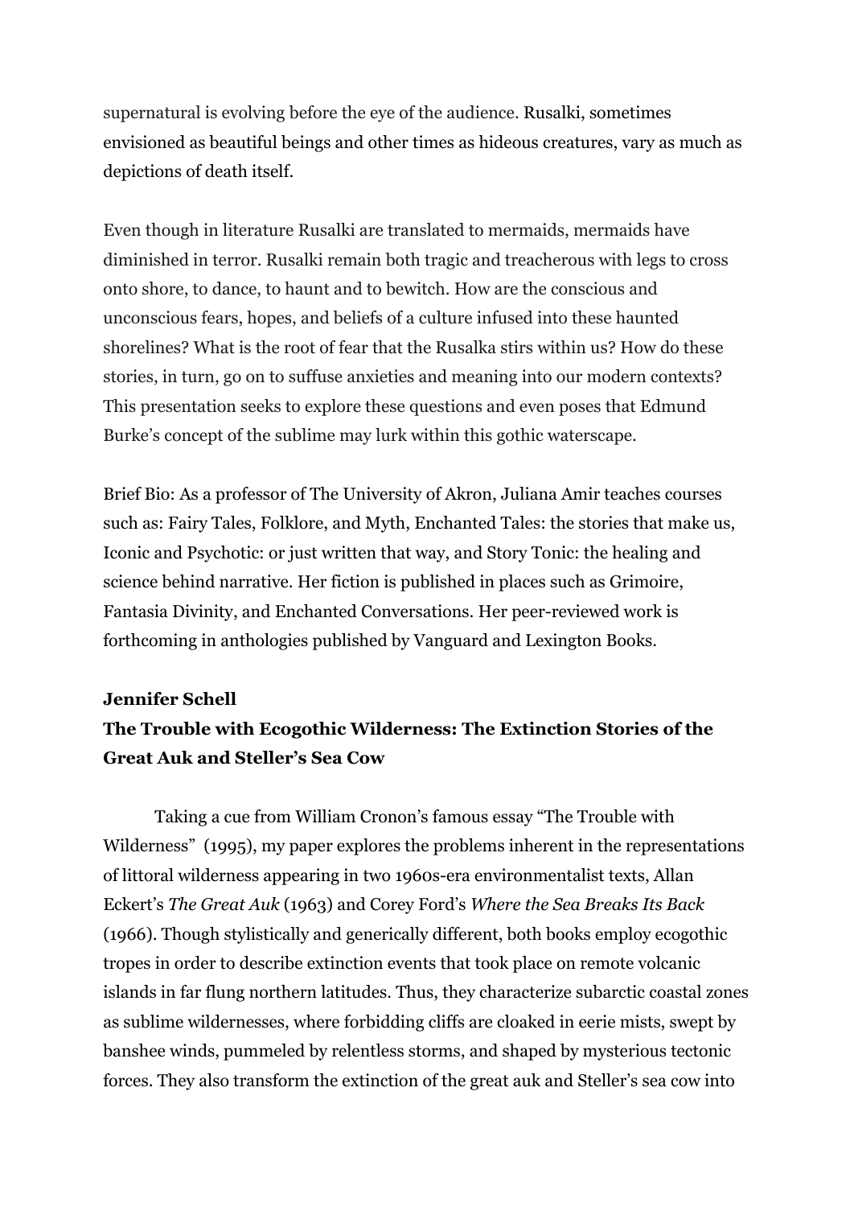supernatural is evolving before the eye of the audience. Rusalki, sometimes envisioned as beautiful beings and other times as hideous creatures, vary as much as depictions of death itself.

Even though in literature Rusalki are translated to mermaids, mermaids have diminished in terror. Rusalki remain both tragic and treacherous with legs to cross onto shore, to dance, to haunt and to bewitch. How are the conscious and unconscious fears, hopes, and beliefs of a culture infused into these haunted shorelines? What is the root of fear that the Rusalka stirs within us? How do these stories, in turn, go on to suffuse anxieties and meaning into our modern contexts? This presentation seeks to explore these questions and even poses that Edmund Burke's concept of the sublime may lurk within this gothic waterscape.

Brief Bio: As a professor of The University of Akron, Juliana Amir teaches courses such as: Fairy Tales, Folklore, and Myth, Enchanted Tales: the stories that make us, Iconic and Psychotic: or just written that way, and Story Tonic: the healing and science behind narrative. Her fiction is published in places such as Grimoire, Fantasia Divinity, and Enchanted Conversations. Her peer-reviewed work is forthcoming in anthologies published by Vanguard and Lexington Books.

**Jennifer Schell**

**The Trouble with Ecogothic Wilderness: The Extinction Stories of the Great Auk and Steller's Sea Cow**

Taking a cue from William Cronon's famous essay "The Trouble with Wilderness" (1995), my paper explores the problems inherent in the representations of littoral wilderness appearing in two 1960s-era environmentalist texts, Allan Eckert's *The Great Auk* (1963) and Corey Ford's *Where the Sea Breaks Its Back* (1966). Though stylistically and generically different, both books employ ecogothic tropes in order to describe extinction events that took place on remote volcanic islands in far flung northern latitudes. Thus, they characterize subarctic coastal zones as sublime wildernesses, where forbidding cliffs are cloaked in eerie mists, swept by banshee winds, pummeled by relentless storms, and shaped by mysterious tectonic forces. They also transform the extinction of the great auk and Steller's sea cow into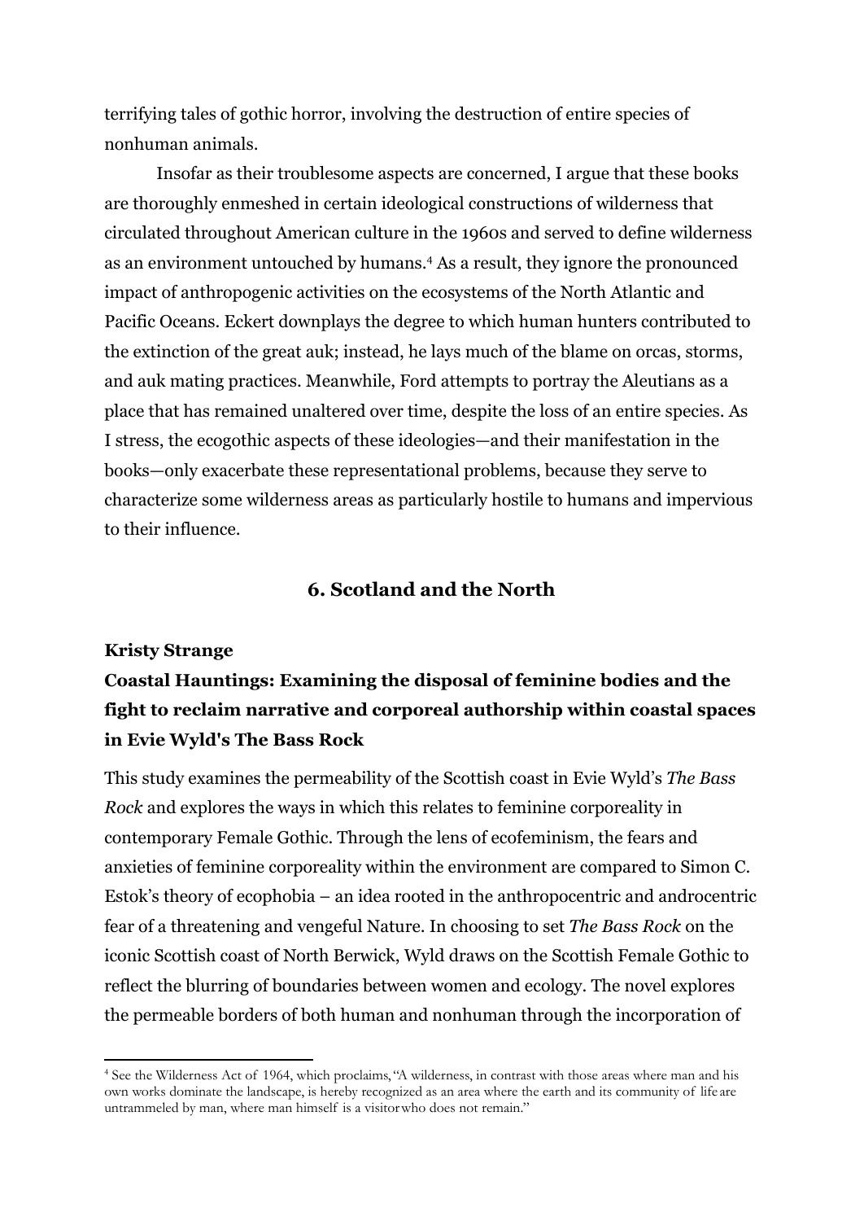terrifying tales of gothic horror, involving the destruction of entire species of nonhuman animals.

Insofar as their troublesome aspects are concerned, I argue that these books are thoroughly enmeshed in certain ideological constructions of wilderness that circulated throughout American culture in the 1960s and served to define wilderness as an environment untouched by humans.[4] As a result, they ignore the pronounced impact of anthropogenic activities on the ecosystems of the North Atlantic and Pacific Oceans. Eckert downplays the degree to which human hunters contributed to the extinction of the great auk; instead, he lays much of the blame on orcas, storms, and auk mating practices. Meanwhile, Ford attempts to portray the Aleutians as a place that has remained unaltered over time, despite the loss of an entire species. As I stress, the ecogothic aspects of these ideologies—and their manifestation in the books—only exacerbate these representational problems, because they serve to characterize some wilderness areas as particularly hostile to humans and impervious to their influence.

## 6. Scotland and the North

**Kristy Strange**

### Coastal Hauntings: Examining the disposal of feminine bodies and the fight to reclaim narrative and corporeal authorship within coastal spaces in Evie Wyld's The Bass Rock

This study examines the permeability of the Scottish coast in Evie Wyld's *The Bass Rock* and explores the ways in which this relates to feminine corporeality in contemporary Female Gothic. Through the lens of ecofeminism, the fears and anxieties of feminine corporeality within the environment are compared to Simon C. Estok's theory of ecophobia – an idea rooted in the anthropocentric and androcentric fear of a threatening and vengeful Nature. In choosing to set *The Bass Rock* on the iconic Scottish coast of North Berwick, Wyld draws on the Scottish Female Gothic to reflect the blurring of boundaries between women and ecology. The novel explores the permeable borders of both human and nonhuman through the incorporation of

[4] See the Wilderness Act of 1964, which proclaims, "A wilderness, in contrast with those areas where man and his own works dominate the landscape, is hereby recognized as an area where the earth and its community of life are untrammeled by man, where man himself is a visitor who does not remain."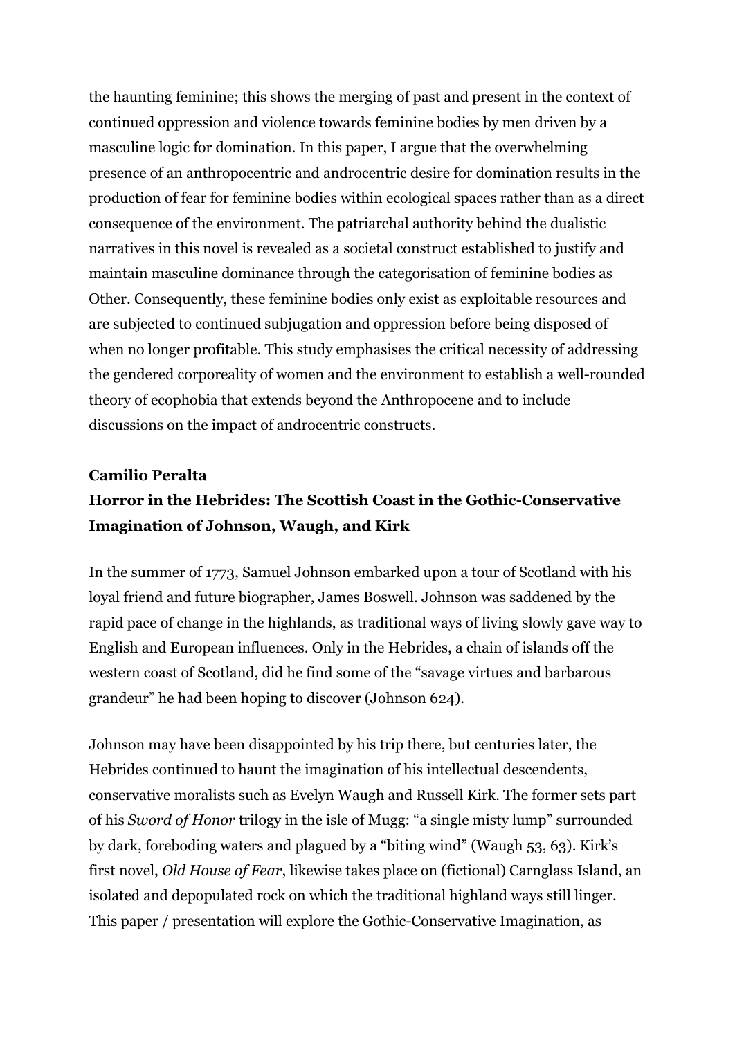the haunting feminine; this shows the merging of past and present in the context of continued oppression and violence towards feminine bodies by men driven by a masculine logic for domination. In this paper, I argue that the overwhelming presence of an anthropocentric and androcentric desire for domination results in the production of fear for feminine bodies within ecological spaces rather than as a direct consequence of the environment. The patriarchal authority behind the dualistic narratives in this novel is revealed as a societal construct established to justify and maintain masculine dominance through the categorisation of feminine bodies as Other. Consequently, these feminine bodies only exist as exploitable resources and are subjected to continued subjugation and oppression before being disposed of when no longer profitable. This study emphasises the critical necessity of addressing the gendered corporeality of women and the environment to establish a well-rounded theory of ecophobia that extends beyond the Anthropocene and to include discussions on the impact of androcentric constructs.

**Camilio Peralta**

**Horror in the Hebrides: The Scottish Coast in the Gothic-Conservative Imagination of Johnson, Waugh, and Kirk**

In the summer of 1773, Samuel Johnson embarked upon a tour of Scotland with his loyal friend and future biographer, James Boswell. Johnson was saddened by the rapid pace of change in the highlands, as traditional ways of living slowly gave way to English and European influences. Only in the Hebrides, a chain of islands off the western coast of Scotland, did he find some of the "savage virtues and barbarous grandeur" he had been hoping to discover (Johnson 624).

Johnson may have been disappointed by his trip there, but centuries later, the Hebrides continued to haunt the imagination of his intellectual descendents, conservative moralists such as Evelyn Waugh and Russell Kirk. The former sets part of his *Sword of Honor* trilogy in the isle of Mugg: "a single misty lump" surrounded by dark, foreboding waters and plagued by a "biting wind" (Waugh 53, 63). Kirk's first novel, *Old House of Fear*, likewise takes place on (fictional) Carnglass Island, an isolated and depopulated rock on which the traditional highland ways still linger. This paper / presentation will explore the Gothic-Conservative Imagination, as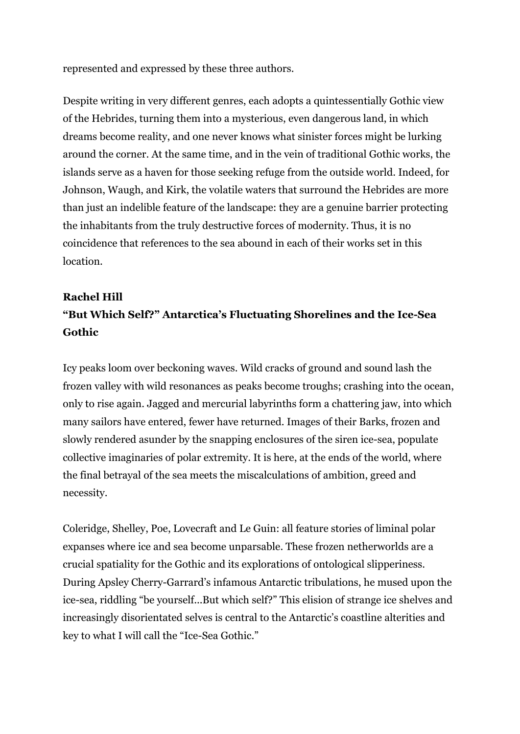represented and expressed by these three authors.

Despite writing in very different genres, each adopts a quintessentially Gothic view of the Hebrides, turning them into a mysterious, even dangerous land, in which dreams become reality, and one never knows what sinister forces might be lurking around the corner. At the same time, and in the vein of traditional Gothic works, the islands serve as a haven for those seeking refuge from the outside world. Indeed, for Johnson, Waugh, and Kirk, the volatile waters that surround the Hebrides are more than just an indelible feature of the landscape: they are a genuine barrier protecting the inhabitants from the truly destructive forces of modernity. Thus, it is no coincidence that references to the sea abound in each of their works set in this location.

**Rachel Hill**
**"But Which Self?" Antarctica's Fluctuating Shorelines and the Ice-Sea Gothic**

Icy peaks loom over beckoning waves. Wild cracks of ground and sound lash the frozen valley with wild resonances as peaks become troughs; crashing into the ocean, only to rise again. Jagged and mercurial labyrinths form a chattering jaw, into which many sailors have entered, fewer have returned. Images of their Barks, frozen and slowly rendered asunder by the snapping enclosures of the siren ice-sea, populate collective imaginaries of polar extremity. It is here, at the ends of the world, where the final betrayal of the sea meets the miscalculations of ambition, greed and necessity.

Coleridge, Shelley, Poe, Lovecraft and Le Guin: all feature stories of liminal polar expanses where ice and sea become unparsable. These frozen netherworlds are a crucial spatiality for the Gothic and its explorations of ontological slipperiness. During Apsley Cherry-Garrard's infamous Antarctic tribulations, he mused upon the ice-sea, riddling "be yourself...But which self?" This elision of strange ice shelves and increasingly disorientated selves is central to the Antarctic's coastline alterities and key to what I will call the "Ice-Sea Gothic."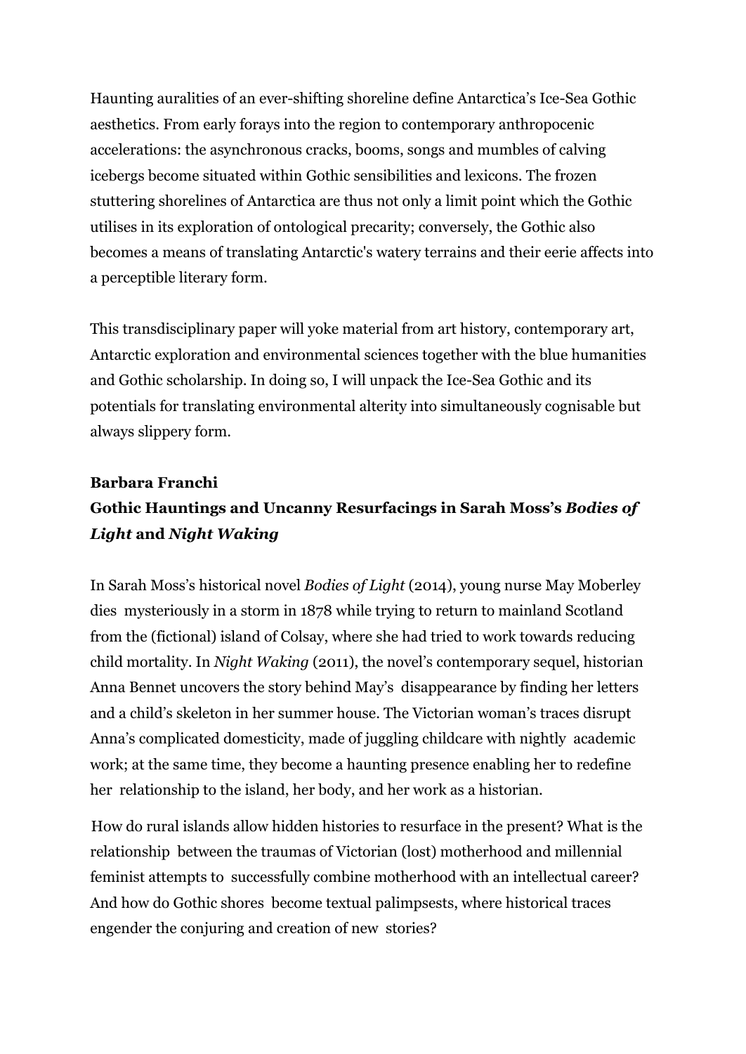Haunting auralities of an ever-shifting shoreline define Antarctica's Ice-Sea Gothic aesthetics. From early forays into the region to contemporary anthropocenic accelerations: the asynchronous cracks, booms, songs and mumbles of calving icebergs become situated within Gothic sensibilities and lexicons. The frozen stuttering shorelines of Antarctica are thus not only a limit point which the Gothic utilises in its exploration of ontological precarity; conversely, the Gothic also becomes a means of translating Antarctic's watery terrains and their eerie affects into a perceptible literary form.

This transdisciplinary paper will yoke material from art history, contemporary art, Antarctic exploration and environmental sciences together with the blue humanities and Gothic scholarship. In doing so, I will unpack the Ice-Sea Gothic and its potentials for translating environmental alterity into simultaneously cognisable but always slippery form.

**Barbara Franchi**

**Gothic Hauntings and Uncanny Resurfacings in Sarah Moss's *Bodies of Light* and *Night Waking***

In Sarah Moss's historical novel *Bodies of Light* (2014), young nurse May Moberley dies mysteriously in a storm in 1878 while trying to return to mainland Scotland from the (fictional) island of Colsay, where she had tried to work towards reducing child mortality. In *Night Waking* (2011), the novel's contemporary sequel, historian Anna Bennet uncovers the story behind May's disappearance by finding her letters and a child's skeleton in her summer house. The Victorian woman's traces disrupt Anna's complicated domesticity, made of juggling childcare with nightly academic work; at the same time, they become a haunting presence enabling her to redefine her relationship to the island, her body, and her work as a historian.

How do rural islands allow hidden histories to resurface in the present? What is the relationship between the traumas of Victorian (lost) motherhood and millennial feminist attempts to successfully combine motherhood with an intellectual career? And how do Gothic shores become textual palimpsests, where historical traces engender the conjuring and creation of new stories?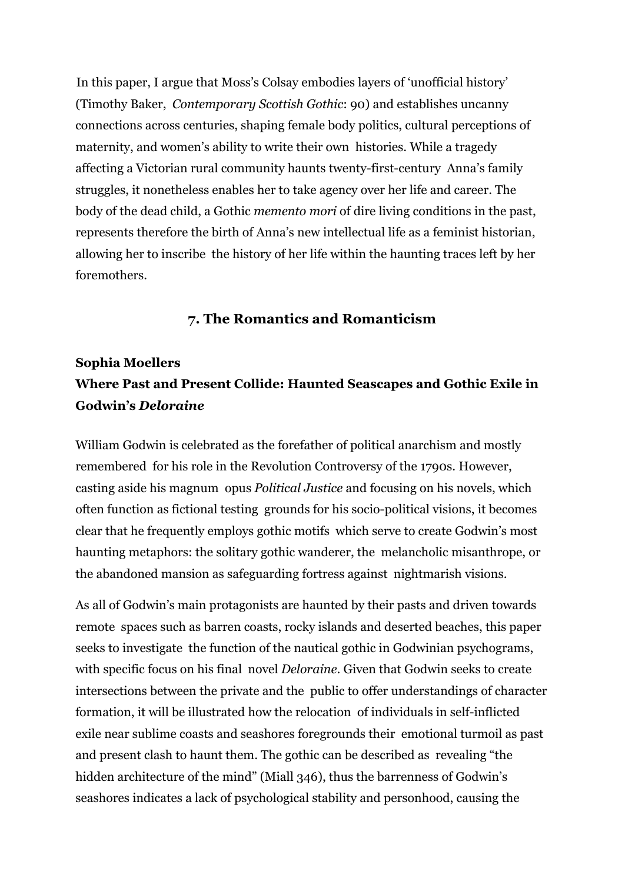In this paper, I argue that Moss's Colsay embodies layers of 'unofficial history' (Timothy Baker, *Contemporary Scottish Gothic*: 90) and establishes uncanny connections across centuries, shaping female body politics, cultural perceptions of maternity, and women's ability to write their own histories. While a tragedy affecting a Victorian rural community haunts twenty-first-century Anna's family struggles, it nonetheless enables her to take agency over her life and career. The body of the dead child, a Gothic *memento mori* of dire living conditions in the past, represents therefore the birth of Anna's new intellectual life as a feminist historian, allowing her to inscribe the history of her life within the haunting traces left by her foremothers.

## 7. The Romantics and Romanticism

**Sophia Moellers**

### Where Past and Present Collide: Haunted Seascapes and Gothic Exile in Godwin's *Deloraine*

William Godwin is celebrated as the forefather of political anarchism and mostly remembered for his role in the Revolution Controversy of the 1790s. However, casting aside his magnum opus *Political Justice* and focusing on his novels, which often function as fictional testing grounds for his socio-political visions, it becomes clear that he frequently employs gothic motifs which serve to create Godwin's most haunting metaphors: the solitary gothic wanderer, the melancholic misanthrope, or the abandoned mansion as safeguarding fortress against nightmarish visions.

As all of Godwin's main protagonists are haunted by their pasts and driven towards remote spaces such as barren coasts, rocky islands and deserted beaches, this paper seeks to investigate the function of the nautical gothic in Godwinian psychograms, with specific focus on his final novel *Deloraine*. Given that Godwin seeks to create intersections between the private and the public to offer understandings of character formation, it will be illustrated how the relocation of individuals in self-inflicted exile near sublime coasts and seashores foregrounds their emotional turmoil as past and present clash to haunt them. The gothic can be described as revealing "the hidden architecture of the mind" (Miall 346), thus the barrenness of Godwin's seashores indicates a lack of psychological stability and personhood, causing the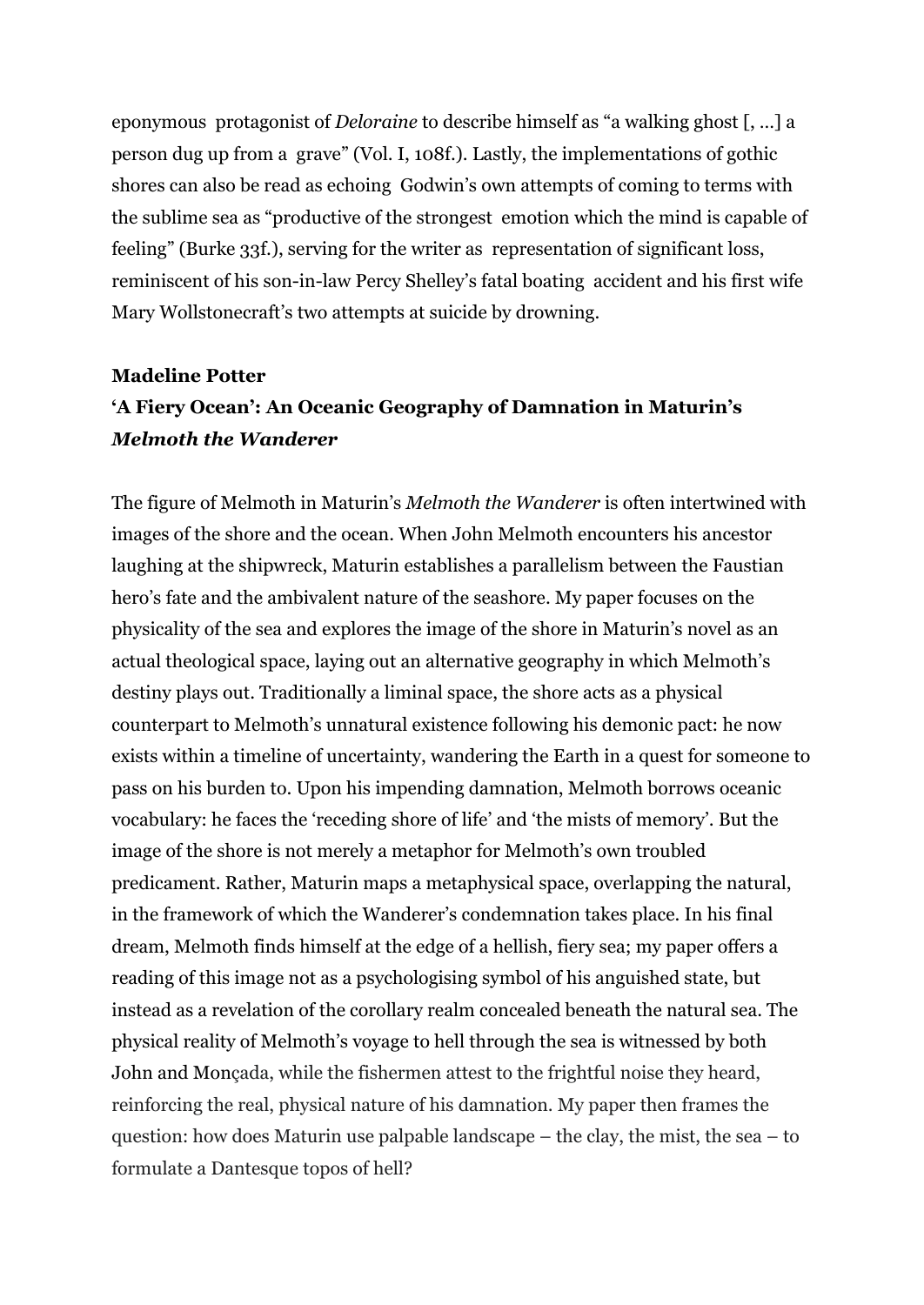eponymous protagonist of *Deloraine* to describe himself as "a walking ghost [, ...] a person dug up from a grave" (Vol. I, 108f.). Lastly, the implementations of gothic shores can also be read as echoing Godwin's own attempts of coming to terms with the sublime sea as "productive of the strongest emotion which the mind is capable of feeling" (Burke 33f.), serving for the writer as representation of significant loss, reminiscent of his son-in-law Percy Shelley's fatal boating accident and his first wife Mary Wollstonecraft's two attempts at suicide by drowning.

**Madeline Potter**

**'A Fiery Ocean': An Oceanic Geography of Damnation in Maturin's *Melmoth the Wanderer***

The figure of Melmoth in Maturin's *Melmoth the Wanderer* is often intertwined with images of the shore and the ocean. When John Melmoth encounters his ancestor laughing at the shipwreck, Maturin establishes a parallelism between the Faustian hero's fate and the ambivalent nature of the seashore. My paper focuses on the physicality of the sea and explores the image of the shore in Maturin's novel as an actual theological space, laying out an alternative geography in which Melmoth's destiny plays out. Traditionally a liminal space, the shore acts as a physical counterpart to Melmoth's unnatural existence following his demonic pact: he now exists within a timeline of uncertainty, wandering the Earth in a quest for someone to pass on his burden to. Upon his impending damnation, Melmoth borrows oceanic vocabulary: he faces the 'receding shore of life' and 'the mists of memory'. But the image of the shore is not merely a metaphor for Melmoth's own troubled predicament. Rather, Maturin maps a metaphysical space, overlapping the natural, in the framework of which the Wanderer's condemnation takes place. In his final dream, Melmoth finds himself at the edge of a hellish, fiery sea; my paper offers a reading of this image not as a psychologising symbol of his anguished state, but instead as a revelation of the corollary realm concealed beneath the natural sea. The physical reality of Melmoth's voyage to hell through the sea is witnessed by both John and Monçada, while the fishermen attest to the frightful noise they heard, reinforcing the real, physical nature of his damnation. My paper then frames the question: how does Maturin use palpable landscape – the clay, the mist, the sea – to formulate a Dantesque topos of hell?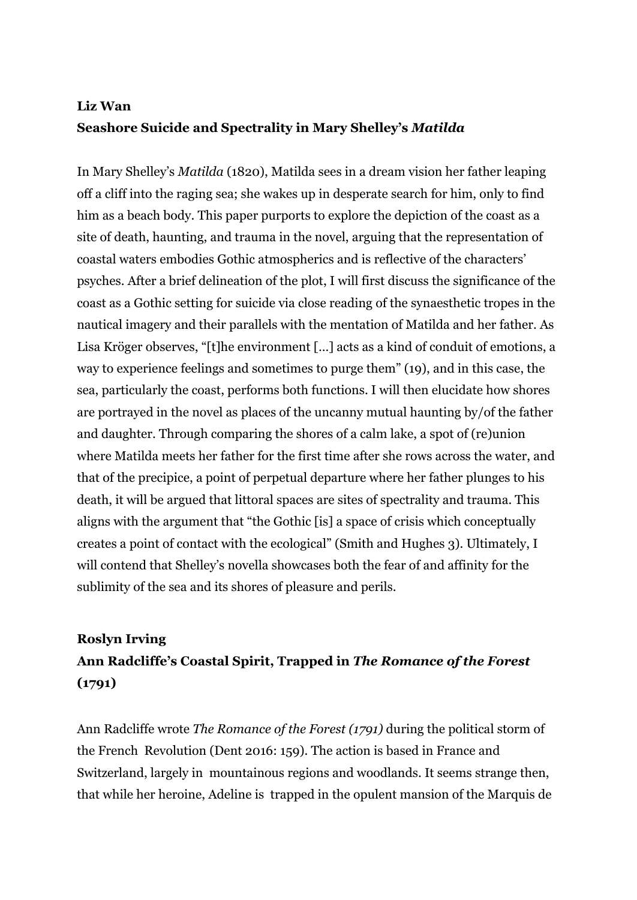**Liz Wan**

**Seashore Suicide and Spectrality in Mary Shelley's *Matilda***

In Mary Shelley's *Matilda* (1820), Matilda sees in a dream vision her father leaping off a cliff into the raging sea; she wakes up in desperate search for him, only to find him as a beach body. This paper purports to explore the depiction of the coast as a site of death, haunting, and trauma in the novel, arguing that the representation of coastal waters embodies Gothic atmospherics and is reflective of the characters' psyches. After a brief delineation of the plot, I will first discuss the significance of the coast as a Gothic setting for suicide via close reading of the synaesthetic tropes in the nautical imagery and their parallels with the mentation of Matilda and her father. As Lisa Kröger observes, "[t]he environment [...] acts as a kind of conduit of emotions, a way to experience feelings and sometimes to purge them" (19), and in this case, the sea, particularly the coast, performs both functions. I will then elucidate how shores are portrayed in the novel as places of the uncanny mutual haunting by/of the father and daughter. Through comparing the shores of a calm lake, a spot of (re)union where Matilda meets her father for the first time after she rows across the water, and that of the precipice, a point of perpetual departure where her father plunges to his death, it will be argued that littoral spaces are sites of spectrality and trauma. This aligns with the argument that "the Gothic [is] a space of crisis which conceptually creates a point of contact with the ecological" (Smith and Hughes 3). Ultimately, I will contend that Shelley's novella showcases both the fear of and affinity for the sublimity of the sea and its shores of pleasure and perils.

**Roslyn Irving**

**Ann Radcliffe's Coastal Spirit, Trapped in *The Romance of the Forest* (1791)**

Ann Radcliffe wrote *The Romance of the Forest (1791)* during the political storm of the French Revolution (Dent 2016: 159). The action is based in France and Switzerland, largely in mountainous regions and woodlands. It seems strange then, that while her heroine, Adeline is trapped in the opulent mansion of the Marquis de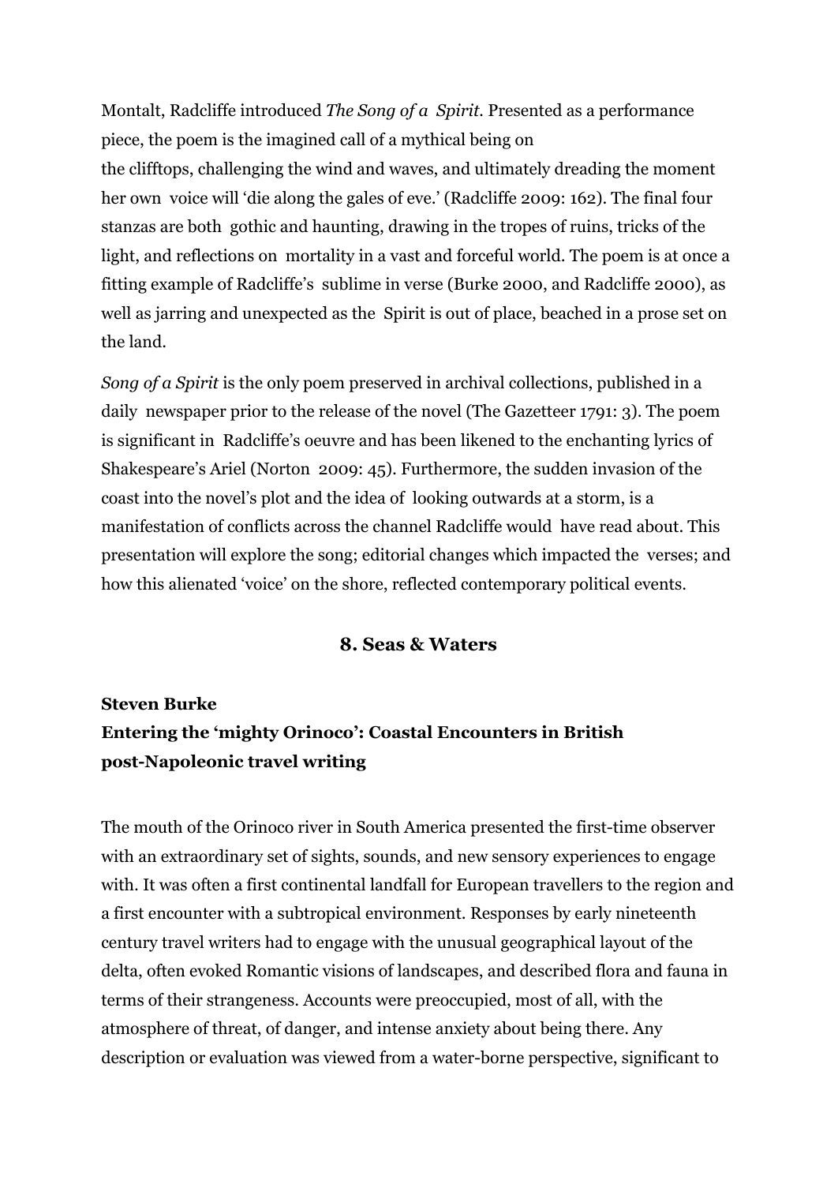Montalt, Radcliffe introduced *The Song of a Spirit*. Presented as a performance piece, the poem is the imagined call of a mythical being on the clifftops, challenging the wind and waves, and ultimately dreading the moment her own voice will 'die along the gales of eve.' (Radcliffe 2009: 162). The final four stanzas are both gothic and haunting, drawing in the tropes of ruins, tricks of the light, and reflections on mortality in a vast and forceful world. The poem is at once a fitting example of Radcliffe's sublime in verse (Burke 2000, and Radcliffe 2000), as well as jarring and unexpected as the Spirit is out of place, beached in a prose set on the land.

*Song of a Spirit* is the only poem preserved in archival collections, published in a daily newspaper prior to the release of the novel (The Gazetteer 1791: 3). The poem is significant in Radcliffe's oeuvre and has been likened to the enchanting lyrics of Shakespeare's Ariel (Norton 2009: 45). Furthermore, the sudden invasion of the coast into the novel's plot and the idea of looking outwards at a storm, is a manifestation of conflicts across the channel Radcliffe would have read about. This presentation will explore the song; editorial changes which impacted the verses; and how this alienated 'voice' on the shore, reflected contemporary political events.

## 8. Seas & Waters

**Steven Burke**
**Entering the 'mighty Orinoco': Coastal Encounters in British post-Napoleonic travel writing**

The mouth of the Orinoco river in South America presented the first-time observer with an extraordinary set of sights, sounds, and new sensory experiences to engage with. It was often a first continental landfall for European travellers to the region and a first encounter with a subtropical environment. Responses by early nineteenth century travel writers had to engage with the unusual geographical layout of the delta, often evoked Romantic visions of landscapes, and described flora and fauna in terms of their strangeness. Accounts were preoccupied, most of all, with the atmosphere of threat, of danger, and intense anxiety about being there. Any description or evaluation was viewed from a water-borne perspective, significant to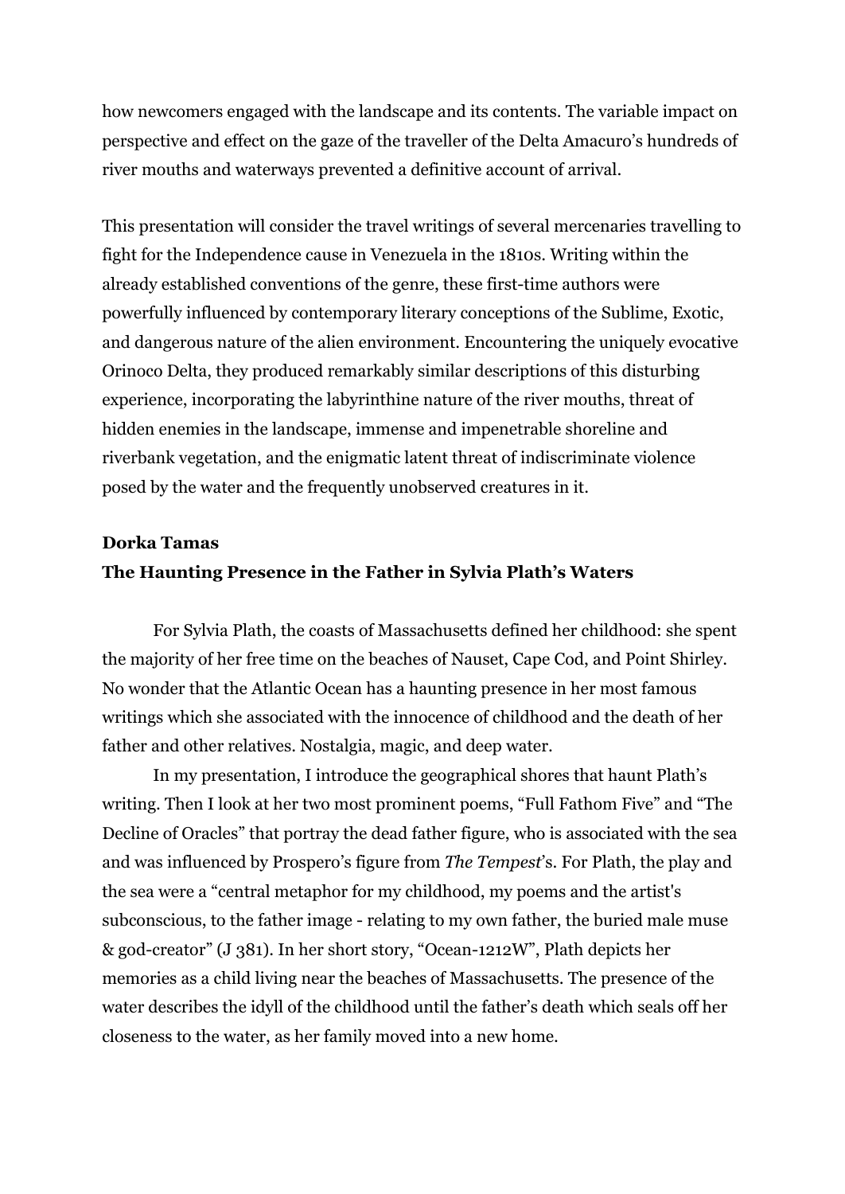how newcomers engaged with the landscape and its contents. The variable impact on perspective and effect on the gaze of the traveller of the Delta Amacuro's hundreds of river mouths and waterways prevented a definitive account of arrival.

This presentation will consider the travel writings of several mercenaries travelling to fight for the Independence cause in Venezuela in the 1810s. Writing within the already established conventions of the genre, these first-time authors were powerfully influenced by contemporary literary conceptions of the Sublime, Exotic, and dangerous nature of the alien environment. Encountering the uniquely evocative Orinoco Delta, they produced remarkably similar descriptions of this disturbing experience, incorporating the labyrinthine nature of the river mouths, threat of hidden enemies in the landscape, immense and impenetrable shoreline and riverbank vegetation, and the enigmatic latent threat of indiscriminate violence posed by the water and the frequently unobserved creatures in it.

**Dorka Tamas**

**The Haunting Presence in the Father in Sylvia Plath's Waters**

For Sylvia Plath, the coasts of Massachusetts defined her childhood: she spent the majority of her free time on the beaches of Nauset, Cape Cod, and Point Shirley. No wonder that the Atlantic Ocean has a haunting presence in her most famous writings which she associated with the innocence of childhood and the death of her father and other relatives. Nostalgia, magic, and deep water.

In my presentation, I introduce the geographical shores that haunt Plath's writing. Then I look at her two most prominent poems, "Full Fathom Five" and "The Decline of Oracles" that portray the dead father figure, who is associated with the sea and was influenced by Prospero's figure from *The Tempest*'s. For Plath, the play and the sea were a "central metaphor for my childhood, my poems and the artist's subconscious, to the father image - relating to my own father, the buried male muse & god-creator" (J 381). In her short story, "Ocean-1212W", Plath depicts her memories as a child living near the beaches of Massachusetts. The presence of the water describes the idyll of the childhood until the father's death which seals off her closeness to the water, as her family moved into a new home.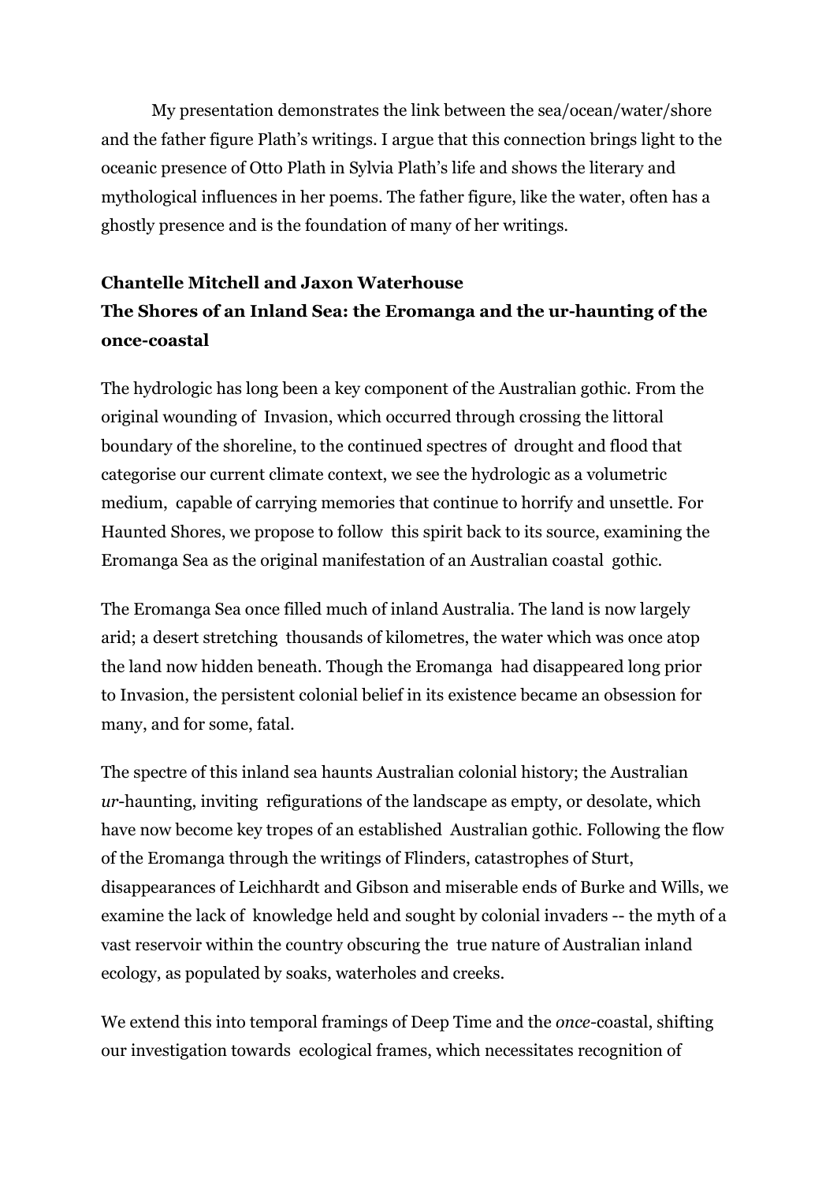My presentation demonstrates the link between the sea/ocean/water/shore and the father figure Plath's writings. I argue that this connection brings light to the oceanic presence of Otto Plath in Sylvia Plath's life and shows the literary and mythological influences in her poems. The father figure, like the water, often has a ghostly presence and is the foundation of many of her writings.

**Chantelle Mitchell and Jaxon Waterhouse**
**The Shores of an Inland Sea: the Eromanga and the ur-haunting of the once-coastal**

The hydrologic has long been a key component of the Australian gothic. From the original wounding of Invasion, which occurred through crossing the littoral boundary of the shoreline, to the continued spectres of drought and flood that categorise our current climate context, we see the hydrologic as a volumetric medium, capable of carrying memories that continue to horrify and unsettle. For Haunted Shores, we propose to follow this spirit back to its source, examining the Eromanga Sea as the original manifestation of an Australian coastal gothic.

The Eromanga Sea once filled much of inland Australia. The land is now largely arid; a desert stretching thousands of kilometres, the water which was once atop the land now hidden beneath. Though the Eromanga had disappeared long prior to Invasion, the persistent colonial belief in its existence became an obsession for many, and for some, fatal.

The spectre of this inland sea haunts Australian colonial history; the Australian *ur*-haunting, inviting refigurations of the landscape as empty, or desolate, which have now become key tropes of an established Australian gothic. Following the flow of the Eromanga through the writings of Flinders, catastrophes of Sturt, disappearances of Leichhardt and Gibson and miserable ends of Burke and Wills, we examine the lack of knowledge held and sought by colonial invaders -- the myth of a vast reservoir within the country obscuring the true nature of Australian inland ecology, as populated by soaks, waterholes and creeks.

We extend this into temporal framings of Deep Time and the *once*-coastal, shifting our investigation towards ecological frames, which necessitates recognition of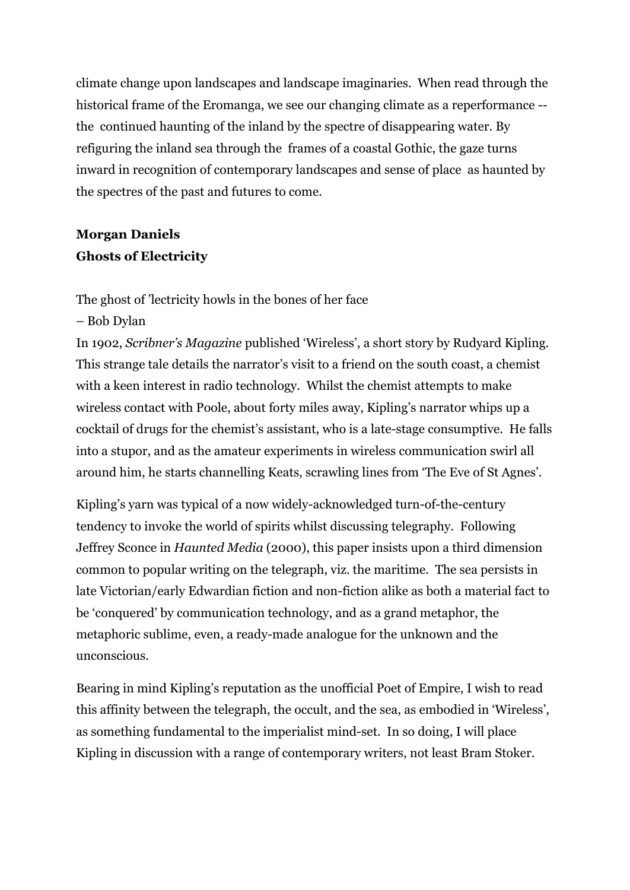climate change upon landscapes and landscape imaginaries. When read through the historical frame of the Eromanga, we see our changing climate as a reperformance -- the continued haunting of the inland by the spectre of disappearing water. By refiguring the inland sea through the frames of a coastal Gothic, the gaze turns inward in recognition of contemporary landscapes and sense of place as haunted by the spectres of the past and futures to come.

**Morgan Daniels**
**Ghosts of Electricity**

The ghost of 'lectricity howls in the bones of her face
– Bob Dylan

In 1902, *Scribner's Magazine* published 'Wireless', a short story by Rudyard Kipling. This strange tale details the narrator's visit to a friend on the south coast, a chemist with a keen interest in radio technology. Whilst the chemist attempts to make wireless contact with Poole, about forty miles away, Kipling's narrator whips up a cocktail of drugs for the chemist's assistant, who is a late-stage consumptive. He falls into a stupor, and as the amateur experiments in wireless communication swirl all around him, he starts channelling Keats, scrawling lines from 'The Eve of St Agnes'.

Kipling's yarn was typical of a now widely-acknowledged turn-of-the-century tendency to invoke the world of spirits whilst discussing telegraphy. Following Jeffrey Sconce in *Haunted Media* (2000), this paper insists upon a third dimension common to popular writing on the telegraph, viz. the maritime. The sea persists in late Victorian/early Edwardian fiction and non-fiction alike as both a material fact to be 'conquered' by communication technology, and as a grand metaphor, the metaphoric sublime, even, a ready-made analogue for the unknown and the unconscious.

Bearing in mind Kipling's reputation as the unofficial Poet of Empire, I wish to read this affinity between the telegraph, the occult, and the sea, as embodied in 'Wireless', as something fundamental to the imperialist mind-set. In so doing, I will place Kipling in discussion with a range of contemporary writers, not least Bram Stoker.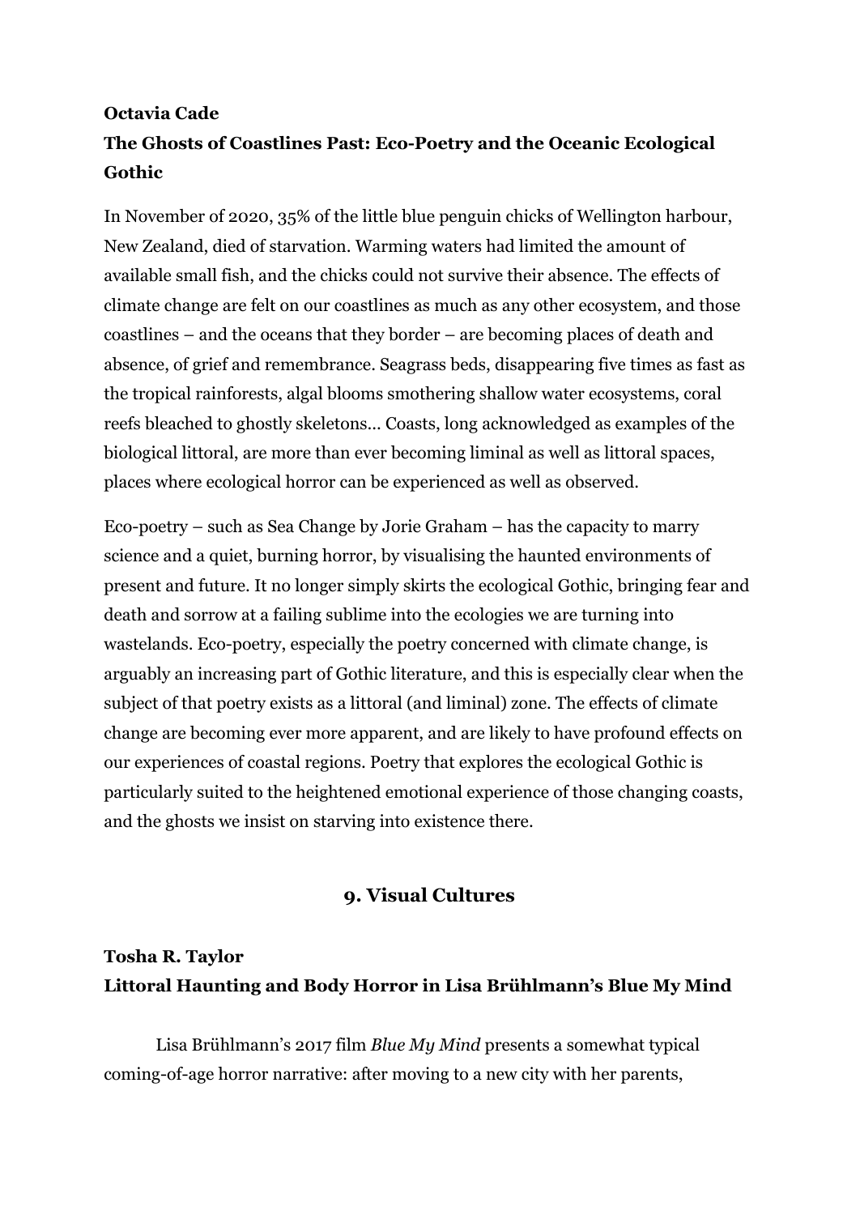**Octavia Cade**
**The Ghosts of Coastlines Past: Eco-Poetry and the Oceanic Ecological Gothic**

In November of 2020, 35% of the little blue penguin chicks of Wellington harbour, New Zealand, died of starvation. Warming waters had limited the amount of available small fish, and the chicks could not survive their absence. The effects of climate change are felt on our coastlines as much as any other ecosystem, and those coastlines – and the oceans that they border – are becoming places of death and absence, of grief and remembrance. Seagrass beds, disappearing five times as fast as the tropical rainforests, algal blooms smothering shallow water ecosystems, coral reefs bleached to ghostly skeletons... Coasts, long acknowledged as examples of the biological littoral, are more than ever becoming liminal as well as littoral spaces, places where ecological horror can be experienced as well as observed.

Eco-poetry – such as Sea Change by Jorie Graham – has the capacity to marry science and a quiet, burning horror, by visualising the haunted environments of present and future. It no longer simply skirts the ecological Gothic, bringing fear and death and sorrow at a failing sublime into the ecologies we are turning into wastelands. Eco-poetry, especially the poetry concerned with climate change, is arguably an increasing part of Gothic literature, and this is especially clear when the subject of that poetry exists as a littoral (and liminal) zone. The effects of climate change are becoming ever more apparent, and are likely to have profound effects on our experiences of coastal regions. Poetry that explores the ecological Gothic is particularly suited to the heightened emotional experience of those changing coasts, and the ghosts we insist on starving into existence there.

## 9. Visual Cultures

**Tosha R. Taylor**
**Littoral Haunting and Body Horror in Lisa Brühlmann's Blue My Mind**

Lisa Brühlmann's 2017 film *Blue My Mind* presents a somewhat typical coming-of-age horror narrative: after moving to a new city with her parents,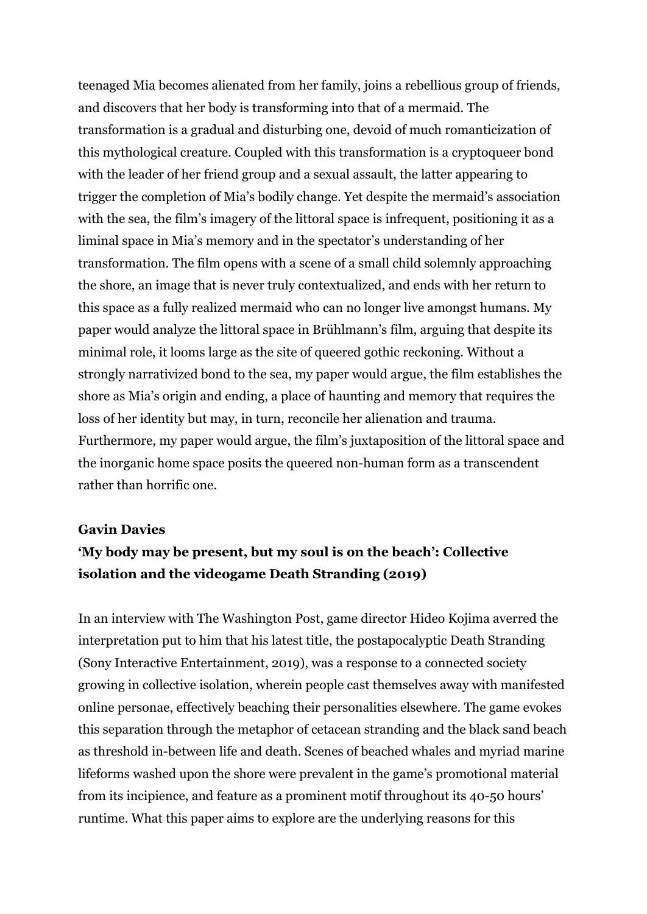teenaged Mia becomes alienated from her family, joins a rebellious group of friends, and discovers that her body is transforming into that of a mermaid. The transformation is a gradual and disturbing one, devoid of much romanticization of this mythological creature. Coupled with this transformation is a cryptoqueer bond with the leader of her friend group and a sexual assault, the latter appearing to trigger the completion of Mia's bodily change. Yet despite the mermaid's association with the sea, the film's imagery of the littoral space is infrequent, positioning it as a liminal space in Mia's memory and in the spectator's understanding of her transformation. The film opens with a scene of a small child solemnly approaching the shore, an image that is never truly contextualized, and ends with her return to this space as a fully realized mermaid who can no longer live amongst humans. My paper would analyze the littoral space in Brühlmann's film, arguing that despite its minimal role, it looms large as the site of queered gothic reckoning. Without a strongly narrativized bond to the sea, my paper would argue, the film establishes the shore as Mia's origin and ending, a place of haunting and memory that requires the loss of her identity but may, in turn, reconcile her alienation and trauma. Furthermore, my paper would argue, the film's juxtaposition of the littoral space and the inorganic home space posits the queered non-human form as a transcendent rather than horrific one.

**Gavin Davies**

**'My body may be present, but my soul is on the beach': Collective isolation and the videogame Death Stranding (2019)**

In an interview with The Washington Post, game director Hideo Kojima averred the interpretation put to him that his latest title, the postapocalyptic Death Stranding (Sony Interactive Entertainment, 2019), was a response to a connected society growing in collective isolation, wherein people cast themselves away with manifested online personae, effectively beaching their personalities elsewhere. The game evokes this separation through the metaphor of cetacean stranding and the black sand beach as threshold in-between life and death. Scenes of beached whales and myriad marine lifeforms washed upon the shore were prevalent in the game's promotional material from its incipience, and feature as a prominent motif throughout its 40-50 hours' runtime. What this paper aims to explore are the underlying reasons for this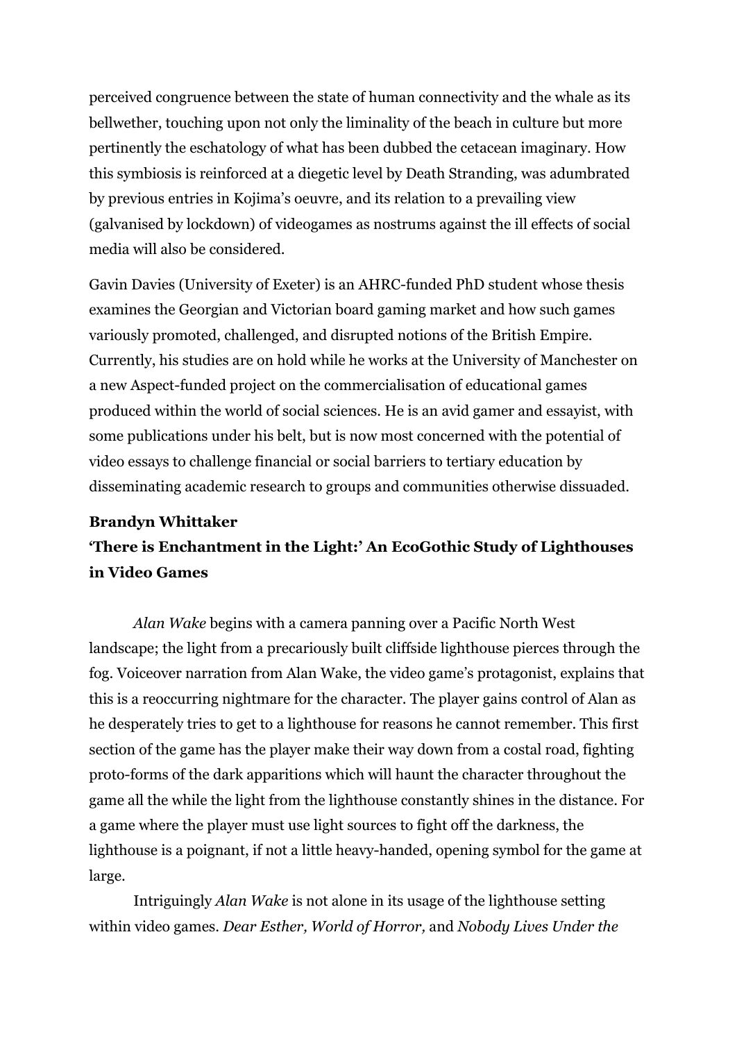perceived congruence between the state of human connectivity and the whale as its bellwether, touching upon not only the liminality of the beach in culture but more pertinently the eschatology of what has been dubbed the cetacean imaginary. How this symbiosis is reinforced at a diegetic level by Death Stranding, was adumbrated by previous entries in Kojima's oeuvre, and its relation to a prevailing view (galvanised by lockdown) of videogames as nostrums against the ill effects of social media will also be considered.

Gavin Davies (University of Exeter) is an AHRC-funded PhD student whose thesis examines the Georgian and Victorian board gaming market and how such games variously promoted, challenged, and disrupted notions of the British Empire. Currently, his studies are on hold while he works at the University of Manchester on a new Aspect-funded project on the commercialisation of educational games produced within the world of social sciences. He is an avid gamer and essayist, with some publications under his belt, but is now most concerned with the potential of video essays to challenge financial or social barriers to tertiary education by disseminating academic research to groups and communities otherwise dissuaded.

**Brandyn Whittaker**
**'There is Enchantment in the Light:' An EcoGothic Study of Lighthouses in Video Games**

*Alan Wake* begins with a camera panning over a Pacific North West landscape; the light from a precariously built cliffside lighthouse pierces through the fog. Voiceover narration from Alan Wake, the video game's protagonist, explains that this is a reoccurring nightmare for the character. The player gains control of Alan as he desperately tries to get to a lighthouse for reasons he cannot remember. This first section of the game has the player make their way down from a costal road, fighting proto-forms of the dark apparitions which will haunt the character throughout the game all the while the light from the lighthouse constantly shines in the distance. For a game where the player must use light sources to fight off the darkness, the lighthouse is a poignant, if not a little heavy-handed, opening symbol for the game at large.

Intriguingly *Alan Wake* is not alone in its usage of the lighthouse setting within video games. *Dear Esther, World of Horror,* and *Nobody Lives Under the*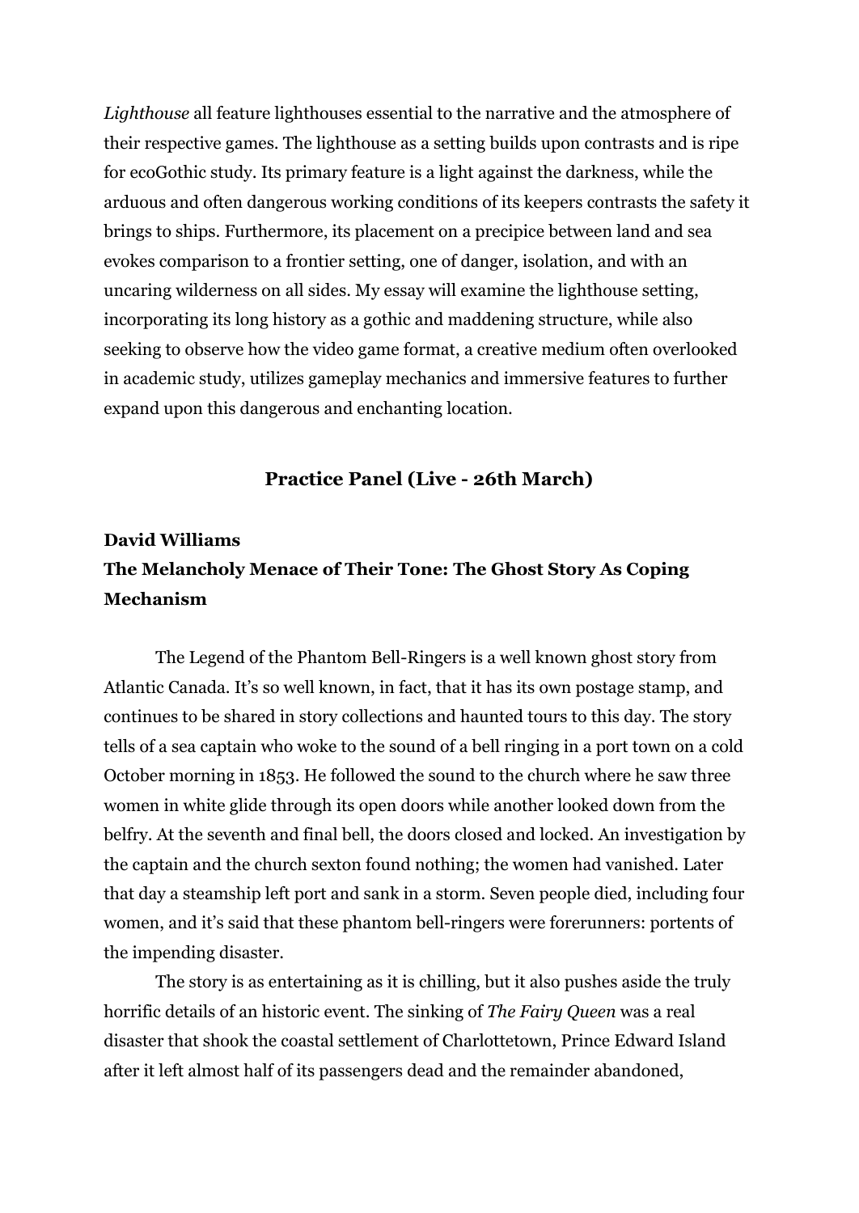*Lighthouse* all feature lighthouses essential to the narrative and the atmosphere of their respective games. The lighthouse as a setting builds upon contrasts and is ripe for ecoGothic study. Its primary feature is a light against the darkness, while the arduous and often dangerous working conditions of its keepers contrasts the safety it brings to ships. Furthermore, its placement on a precipice between land and sea evokes comparison to a frontier setting, one of danger, isolation, and with an uncaring wilderness on all sides. My essay will examine the lighthouse setting, incorporating its long history as a gothic and maddening structure, while also seeking to observe how the video game format, a creative medium often overlooked in academic study, utilizes gameplay mechanics and immersive features to further expand upon this dangerous and enchanting location.

## Practice Panel (Live - 26th March)

**David Williams**

### The Melancholy Menace of Their Tone: The Ghost Story As Coping Mechanism

The Legend of the Phantom Bell-Ringers is a well known ghost story from Atlantic Canada. It's so well known, in fact, that it has its own postage stamp, and continues to be shared in story collections and haunted tours to this day. The story tells of a sea captain who woke to the sound of a bell ringing in a port town on a cold October morning in 1853. He followed the sound to the church where he saw three women in white glide through its open doors while another looked down from the belfry. At the seventh and final bell, the doors closed and locked. An investigation by the captain and the church sexton found nothing; the women had vanished. Later that day a steamship left port and sank in a storm. Seven people died, including four women, and it's said that these phantom bell-ringers were forerunners: portents of the impending disaster.

The story is as entertaining as it is chilling, but it also pushes aside the truly horrific details of an historic event. The sinking of *The Fairy Queen* was a real disaster that shook the coastal settlement of Charlottetown, Prince Edward Island after it left almost half of its passengers dead and the remainder abandoned,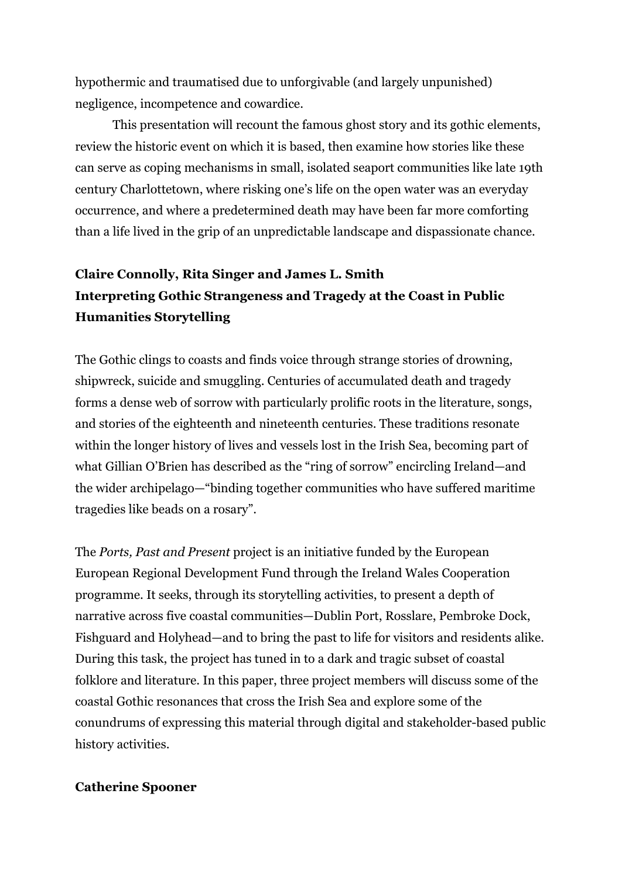hypothermic and traumatised due to unforgivable (and largely unpunished) negligence, incompetence and cowardice.

This presentation will recount the famous ghost story and its gothic elements, review the historic event on which it is based, then examine how stories like these can serve as coping mechanisms in small, isolated seaport communities like late 19th century Charlottetown, where risking one's life on the open water was an everyday occurrence, and where a predetermined death may have been far more comforting than a life lived in the grip of an unpredictable landscape and dispassionate chance.

**Claire Connolly, Rita Singer and James L. Smith**
**Interpreting Gothic Strangeness and Tragedy at the Coast in Public Humanities Storytelling**

The Gothic clings to coasts and finds voice through strange stories of drowning, shipwreck, suicide and smuggling. Centuries of accumulated death and tragedy forms a dense web of sorrow with particularly prolific roots in the literature, songs, and stories of the eighteenth and nineteenth centuries. These traditions resonate within the longer history of lives and vessels lost in the Irish Sea, becoming part of what Gillian O'Brien has described as the "ring of sorrow" encircling Ireland—and the wider archipelago—"binding together communities who have suffered maritime tragedies like beads on a rosary".

The *Ports, Past and Present* project is an initiative funded by the European European Regional Development Fund through the Ireland Wales Cooperation programme. It seeks, through its storytelling activities, to present a depth of narrative across five coastal communities—Dublin Port, Rosslare, Pembroke Dock, Fishguard and Holyhead—and to bring the past to life for visitors and residents alike. During this task, the project has tuned in to a dark and tragic subset of coastal folklore and literature. In this paper, three project members will discuss some of the coastal Gothic resonances that cross the Irish Sea and explore some of the conundrums of expressing this material through digital and stakeholder-based public history activities.

**Catherine Spooner**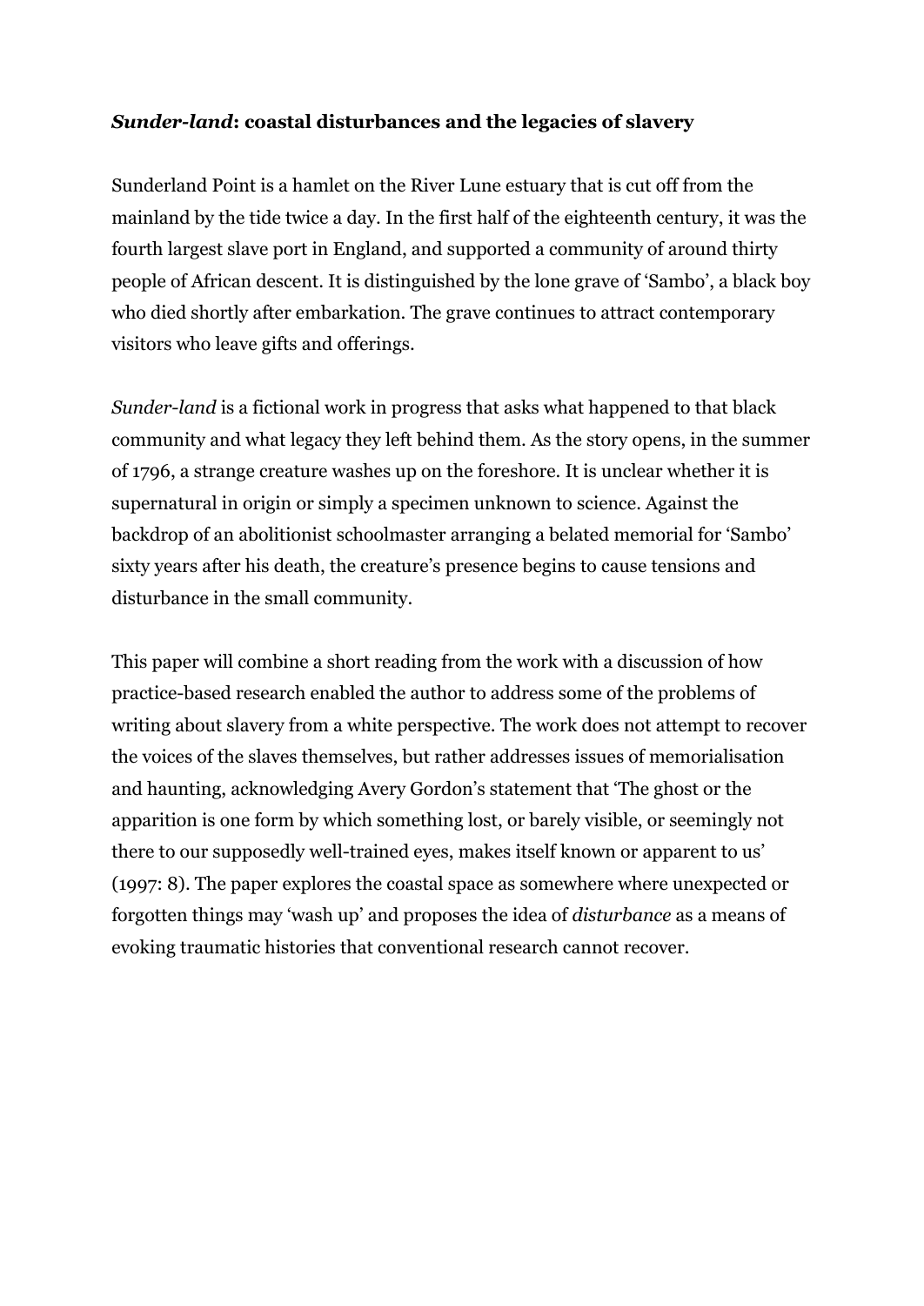### ***Sunder-land*: coastal disturbances and the legacies of slavery**

Sunderland Point is a hamlet on the River Lune estuary that is cut off from the mainland by the tide twice a day. In the first half of the eighteenth century, it was the fourth largest slave port in England, and supported a community of around thirty people of African descent. It is distinguished by the lone grave of 'Sambo', a black boy who died shortly after embarkation. The grave continues to attract contemporary visitors who leave gifts and offerings.

*Sunder-land* is a fictional work in progress that asks what happened to that black community and what legacy they left behind them. As the story opens, in the summer of 1796, a strange creature washes up on the foreshore. It is unclear whether it is supernatural in origin or simply a specimen unknown to science. Against the backdrop of an abolitionist schoolmaster arranging a belated memorial for 'Sambo' sixty years after his death, the creature's presence begins to cause tensions and disturbance in the small community.

This paper will combine a short reading from the work with a discussion of how practice-based research enabled the author to address some of the problems of writing about slavery from a white perspective. The work does not attempt to recover the voices of the slaves themselves, but rather addresses issues of memorialisation and haunting, acknowledging Avery Gordon's statement that 'The ghost or the apparition is one form by which something lost, or barely visible, or seemingly not there to our supposedly well-trained eyes, makes itself known or apparent to us' (1997: 8). The paper explores the coastal space as somewhere where unexpected or forgotten things may 'wash up' and proposes the idea of *disturbance* as a means of evoking traumatic histories that conventional research cannot recover.